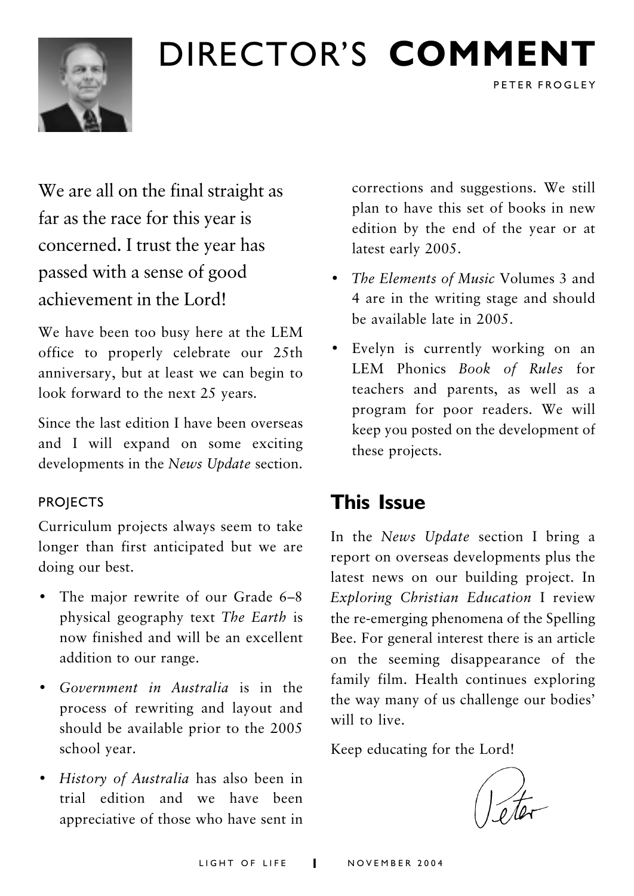# DIRECTOR'S **COMMENT**

PETER FROGLEY

We are all on the final straight as far as the race for this year is concerned. I trust the year has passed with a sense of good achievement in the Lord!

We have been too busy here at the LEM office to properly celebrate our 25th anniversary, but at least we can begin to look forward to the next 25 years.

Since the last edition I have been overseas and I will expand on some exciting developments in the *News Update* section.

### PROJECTS

Curriculum projects always seem to take longer than first anticipated but we are doing our best.

- The major rewrite of our Grade 6–8 physical geography text *The Earth* is now finished and will be an excellent addition to our range.
- *Government in Australia* is in the process of rewriting and layout and should be available prior to the 2005 school year.
- *History of Australia* has also been in trial edition and we have been appreciative of those who have sent in corrections and suggestions. We still plan to have this set of books in new edition by the end of the year or at latest early 2005.
- *The Elements of Music* Volumes 3 and 4 are in the writing stage and should be available late in 2005.
- Evelyn is currently working on an LEM Phonics *Book of Rules* for teachers and parents, as well as a program for poor readers. We will keep you posted on the development of these projects.

## This Issue

In the *News Update* section I bring a report on overseas developments plus the latest news on our building project. In *Exploring Christian Education* I review the re-emerging phenomena of the Spelling Bee. For general interest there is an article on the seeming disappearance of the family film. Health continues exploring the way many of us challenge our bodies' will to live.

Keep educating for the Lord!

Peter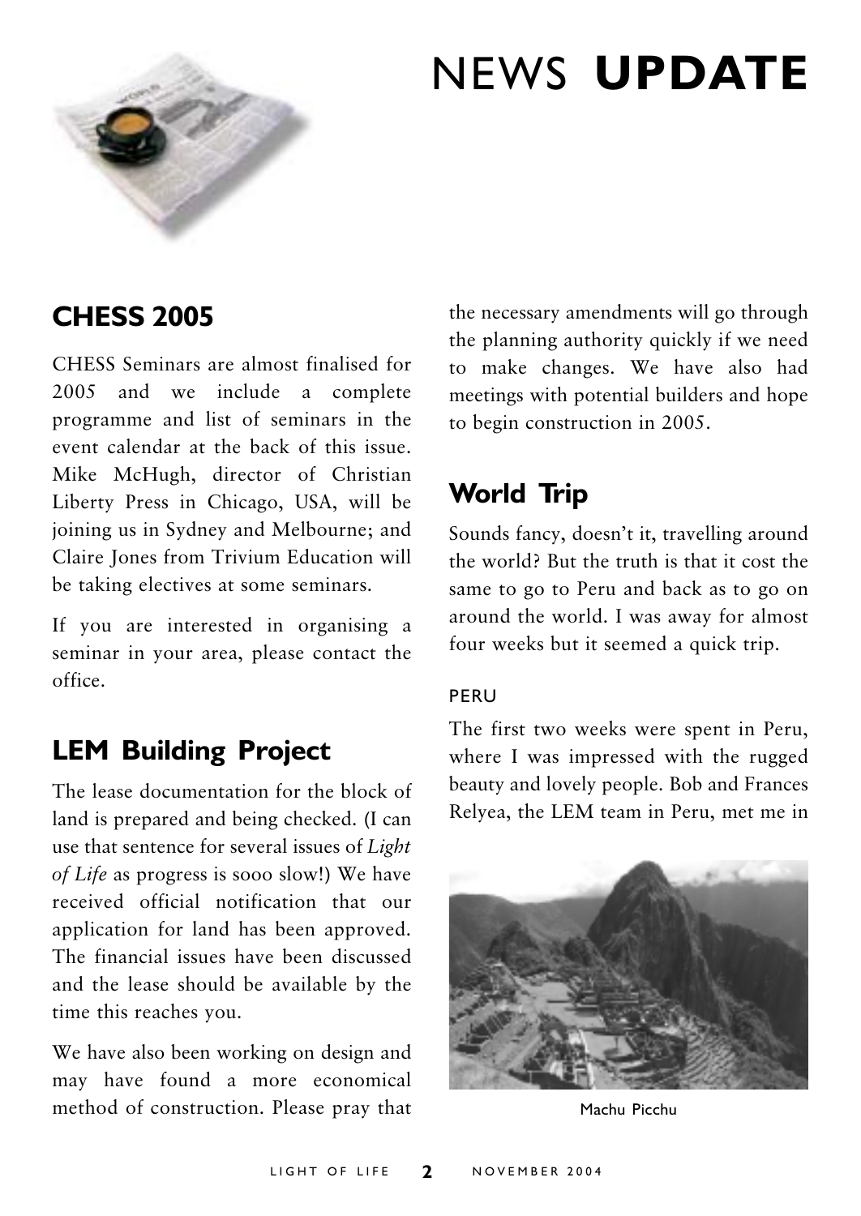# NEWS **UPDATE**

## CHESS 2005

CHESS Seminars are almost finalised for 2005 and we include a complete programme and list of seminars in the event calendar at the back of this issue. Mike McHugh, director of Christian Liberty Press in Chicago, USA, will be joining us in Sydney and Melbourne; and Claire Jones from Trivium Education will be taking electives at some seminars.

If you are interested in organising a seminar in your area, please contact the office.

## LEM Building Project

The lease documentation for the block of land is prepared and being checked. (I can use that sentence for several issues of *Light of Life* as progress is sooo slow!) We have received official notification that our application for land has been approved. The financial issues have been discussed and the lease should be available by the time this reaches you.

We have also been working on design and may have found a more economical method of construction. Please pray that the necessary amendments will go through the planning authority quickly if we need to make changes. We have also had meetings with potential builders and hope to begin construction in 2005.

## World Trip

Sounds fancy, doesn't it, travelling around the world? But the truth is that it cost the same to go to Peru and back as to go on around the world. I was away for almost four weeks but it seemed a quick trip.

### PERU

The first two weeks were spent in Peru, where I was impressed with the rugged beauty and lovely people. Bob and Frances Relyea, the LEM team in Peru, met me in

Machu Picchu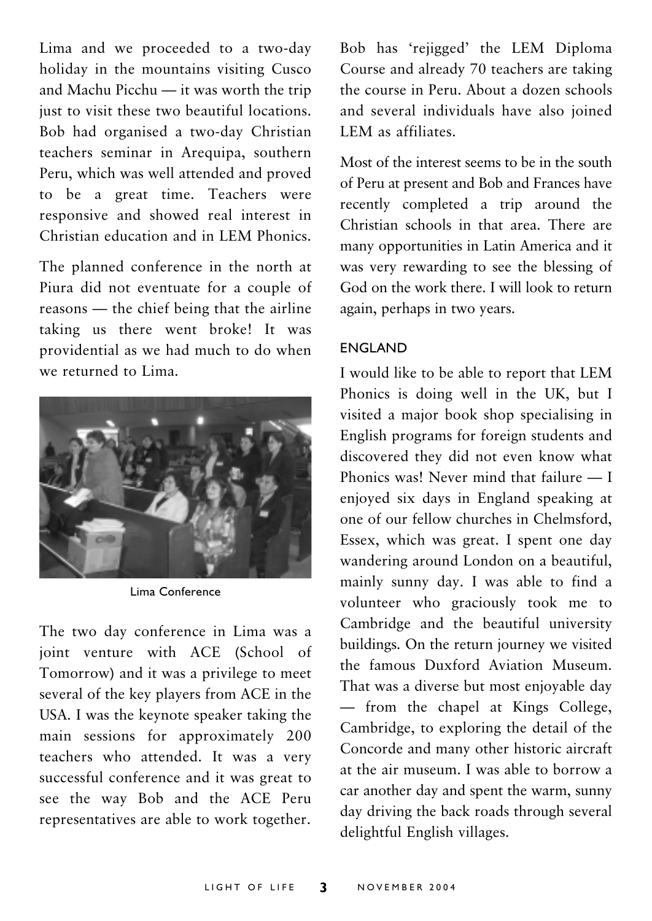Lima and we proceeded to a two-day holiday in the mountains visiting Cusco and Machu Picchu — it was worth the trip just to visit these two beautiful locations. Bob had organised a two-day Christian teachers seminar in Arequipa, southern Peru, which was well attended and proved to be a great time. Teachers were responsive and showed real interest in Christian education and in LEM Phonics.

The planned conference in the north at Piura did not eventuate for a couple of reasons — the chief being that the airline taking us there went broke! It was providential as we had much to do when we returned to Lima.

Lima Conference

The two day conference in Lima was a joint venture with ACE (School of Tomorrow) and it was a privilege to meet several of the key players from ACE in the USA. I was the keynote speaker taking the main sessions for approximately 200 teachers who attended. It was a very successful conference and it was great to see the way Bob and the ACE Peru representatives are able to work together.

Bob has 'rejigged' the LEM Diploma Course and already 70 teachers are taking the course in Peru. About a dozen schools and several individuals have also joined LEM as affiliates.

Most of the interest seems to be in the south of Peru at present and Bob and Frances have recently completed a trip around the Christian schools in that area. There are many opportunities in Latin America and it was very rewarding to see the blessing of God on the work there. I will look to return again, perhaps in two years.

## ENGLAND

I would like to be able to report that LEM Phonics is doing well in the UK, but I visited a major book shop specialising in English programs for foreign students and discovered they did not even know what Phonics was! Never mind that failure — I enjoyed six days in England speaking at one of our fellow churches in Chelmsford, Essex, which was great. I spent one day wandering around London on a beautiful, mainly sunny day. I was able to find a volunteer who graciously took me to Cambridge and the beautiful university buildings. On the return journey we visited the famous Duxford Aviation Museum. That was a diverse but most enjoyable day — from the chapel at Kings College, Cambridge, to exploring the detail of the Concorde and many other historic aircraft at the air museum. I was able to borrow a car another day and spent the warm, sunny day driving the back roads through several delightful English villages.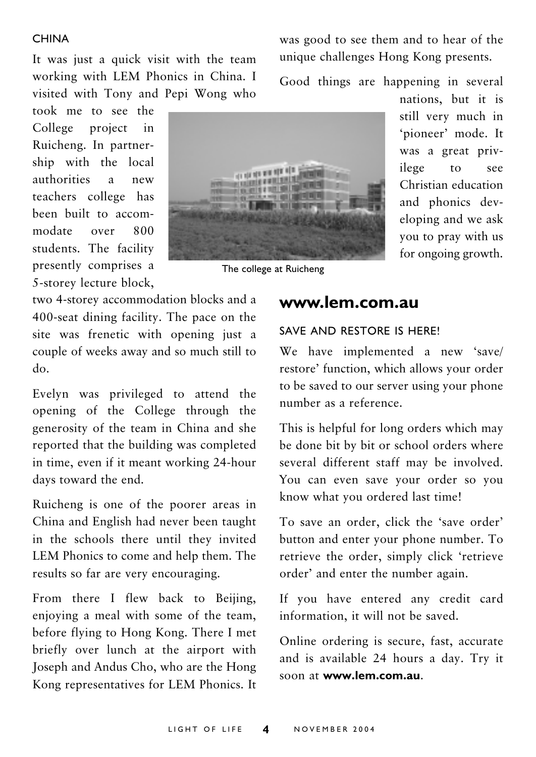### CHINA

It was just a quick visit with the team working with LEM Phonics in China. I visited with Tony and Pepi Wong who took me to see the College project in Ruicheng. In partnership with the local authorities a new teachers college has been built to accommodate over 800 students. The facility presently comprises a 5-storey lecture block, two 4-storey accommodation blocks and a 400-seat dining facility. The pace on the site was frenetic with opening just a couple of weeks away and so much still to do.

The college at Ruicheng

Evelyn was privileged to attend the opening of the College through the generosity of the team in China and she reported that the building was completed in time, even if it meant working 24-hour days toward the end.

Ruicheng is one of the poorer areas in China and English had never been taught in the schools there until they invited LEM Phonics to come and help them. The results so far are very encouraging.

From there I flew back to Beijing, enjoying a meal with some of the team, before flying to Hong Kong. There I met briefly over lunch at the airport with Joseph and Andus Cho, who are the Hong Kong representatives for LEM Phonics. It was good to see them and to hear of the unique challenges Hong Kong presents.

Good things are happening in several nations, but it is still very much in 'pioneer' mode. It was a great privilege to see Christian education and phonics developing and we ask you to pray with us for ongoing growth.

## www.lem.com.au

### SAVE AND RESTORE IS HERE!

We have implemented a new 'save/ restore' function, which allows your order to be saved to our server using your phone number as a reference.

This is helpful for long orders which may be done bit by bit or school orders where several different staff may be involved. You can even save your order so you know what you ordered last time!

To save an order, click the 'save order' button and enter your phone number. To retrieve the order, simply click 'retrieve order' and enter the number again.

If you have entered any credit card information, it will not be saved.

Online ordering is secure, fast, accurate and is available 24 hours a day. Try it soon at **www.lem.com.au**.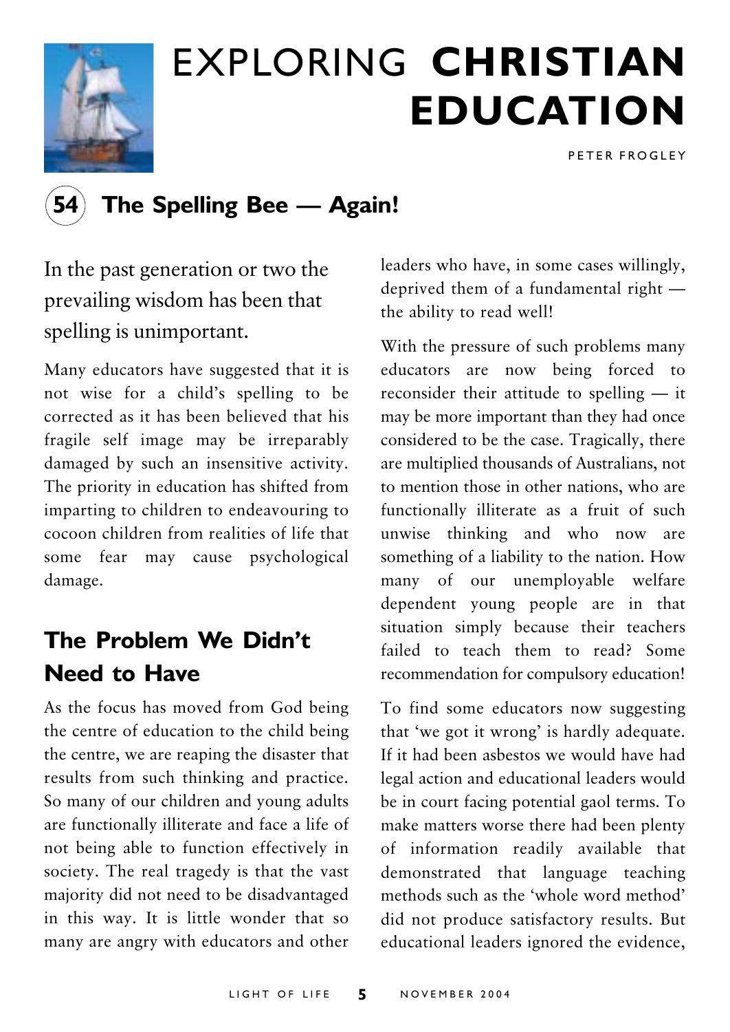# EXPLORING **CHRISTIAN EDUCATION**

PETER FROGLEY

## 54 The Spelling Bee — Again!

In the past generation or two the prevailing wisdom has been that spelling is unimportant.

Many educators have suggested that it is not wise for a child's spelling to be corrected as it has been believed that his fragile self image may be irreparably damaged by such an insensitive activity. The priority in education has shifted from imparting to children to endeavouring to cocoon children from realities of life that some fear may cause psychological damage.

### The Problem We Didn't Need to Have

As the focus has moved from God being the centre of education to the child being the centre, we are reaping the disaster that results from such thinking and practice. So many of our children and young adults are functionally illiterate and face a life of not being able to function effectively in society. The real tragedy is that the vast majority did not need to be disadvantaged in this way. It is little wonder that so many are angry with educators and other leaders who have, in some cases willingly, deprived them of a fundamental right — the ability to read well!

With the pressure of such problems many educators are now being forced to reconsider their attitude to spelling — it may be more important than they had once considered to be the case. Tragically, there are multiplied thousands of Australians, not to mention those in other nations, who are functionally illiterate as a fruit of such unwise thinking and who now are something of a liability to the nation. How many of our unemployable welfare dependent young people are in that situation simply because their teachers failed to teach them to read? Some recommendation for compulsory education!

To find some educators now suggesting that 'we got it wrong' is hardly adequate. If it had been asbestos we would have had legal action and educational leaders would be in court facing potential gaol terms. To make matters worse there had been plenty of information readily available that demonstrated that language teaching methods such as the 'whole word method' did not produce satisfactory results. But educational leaders ignored the evidence,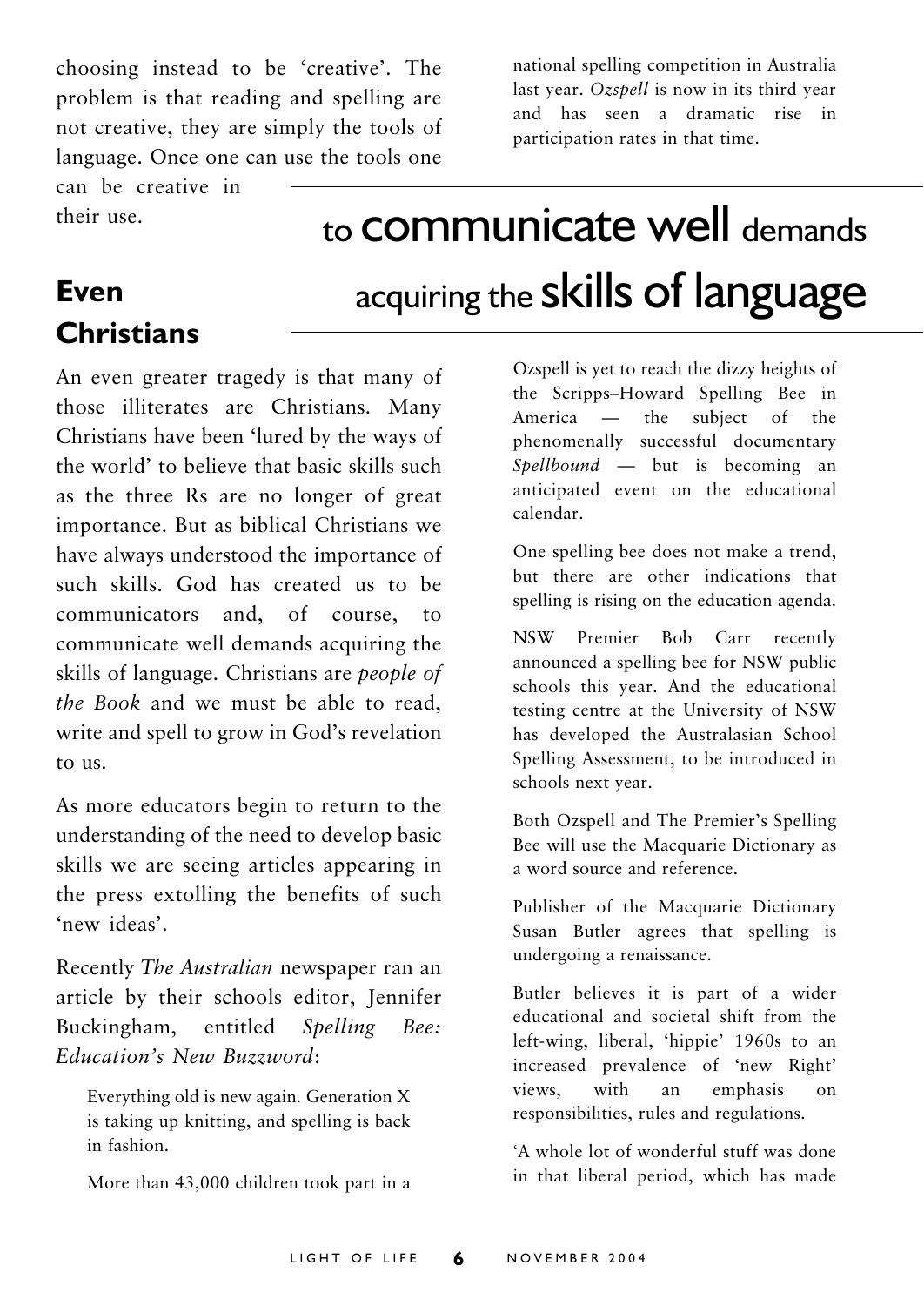choosing instead to be 'creative'. The problem is that reading and spelling are not creative, they are simply the tools of language. Once one can use the tools one can be creative in their use.

> to communicate well demands acquiring the skills of language

## Even Christians

An even greater tragedy is that many of those illiterates are Christians. Many Christians have been 'lured by the ways of the world' to believe that basic skills such as the three Rs are no longer of great importance. But as biblical Christians we have always understood the importance of such skills. God has created us to be communicators and, of course, to communicate well demands acquiring the skills of language. Christians are *people of the Book* and we must be able to read, write and spell to grow in God's revelation to us.

As more educators begin to return to the understanding of the need to develop basic skills we are seeing articles appearing in the press extolling the benefits of such 'new ideas'.

Recently *The Australian* newspaper ran an article by their schools editor, Jennifer Buckingham, entitled *Spelling Bee: Education's New Buzzword*:

> Everything old is new again. Generation X is taking up knitting, and spelling is back in fashion.
>
> More than 43,000 children took part in a national spelling competition in Australia last year. *Ozspell* is now in its third year and has seen a dramatic rise in participation rates in that time.
>
> Ozspell is yet to reach the dizzy heights of the Scripps–Howard Spelling Bee in America — the subject of the phenomenally successful documentary *Spellbound* — but is becoming an anticipated event on the educational calendar.
>
> One spelling bee does not make a trend, but there are other indications that spelling is rising on the education agenda.
>
> NSW Premier Bob Carr recently announced a spelling bee for NSW public schools this year. And the educational testing centre at the University of NSW has developed the Australasian School Spelling Assessment, to be introduced in schools next year.
>
> Both Ozspell and The Premier's Spelling Bee will use the Macquarie Dictionary as a word source and reference.
>
> Publisher of the Macquarie Dictionary Susan Butler agrees that spelling is undergoing a renaissance.
>
> Butler believes it is part of a wider educational and societal shift from the left-wing, liberal, 'hippie' 1960s to an increased prevalence of 'new Right' views, with an emphasis on responsibilities, rules and regulations.
>
> 'A whole lot of wonderful stuff was done in that liberal period, which has made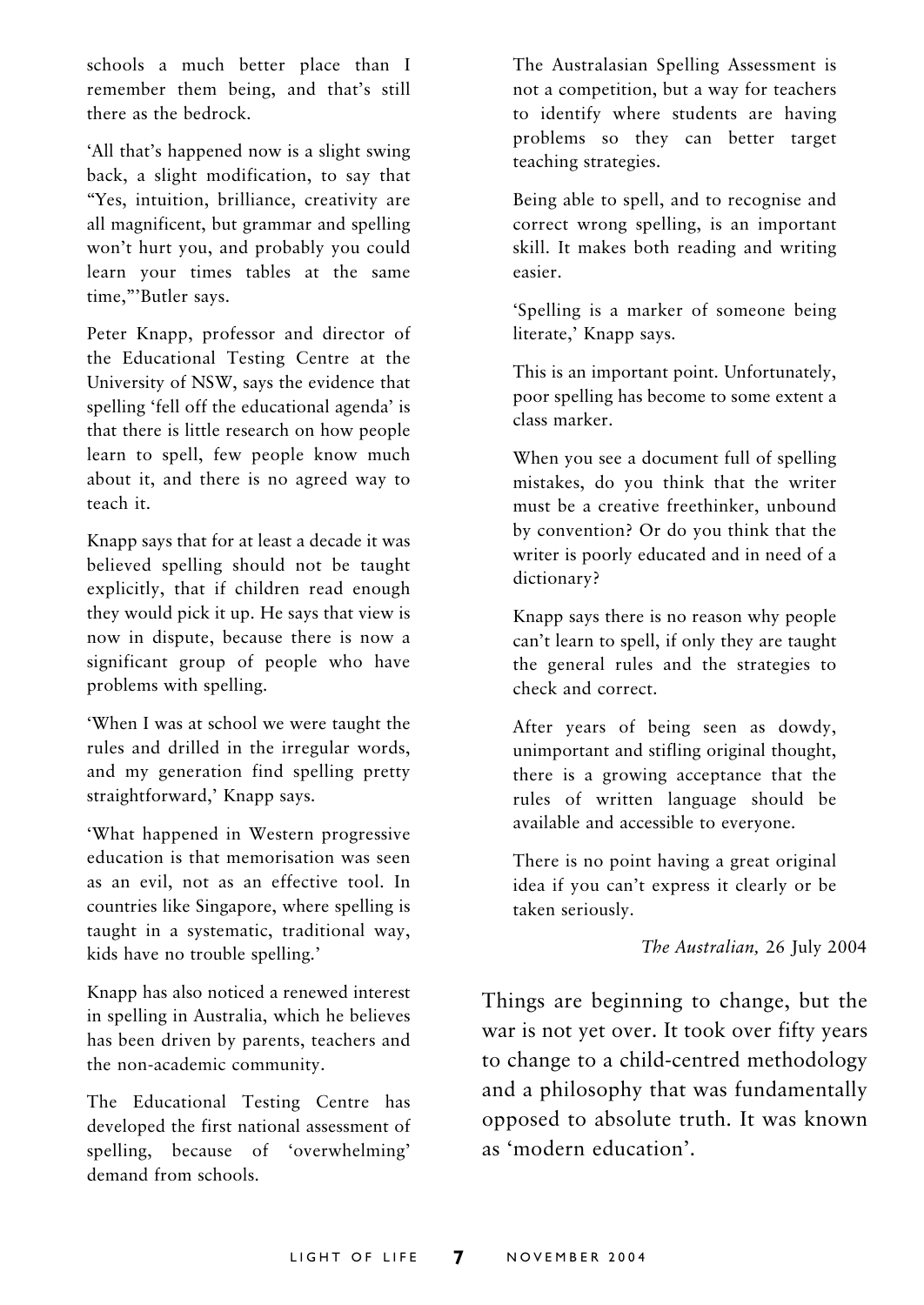schools a much better place than I remember them being, and that's still there as the bedrock.

'All that's happened now is a slight swing back, a slight modification, to say that "Yes, intuition, brilliance, creativity are all magnificent, but grammar and spelling won't hurt you, and probably you could learn your times tables at the same time,"'Butler says.

Peter Knapp, professor and director of the Educational Testing Centre at the University of NSW, says the evidence that spelling 'fell off the educational agenda' is that there is little research on how people learn to spell, few people know much about it, and there is no agreed way to teach it.

Knapp says that for at least a decade it was believed spelling should not be taught explicitly, that if children read enough they would pick it up. He says that view is now in dispute, because there is now a significant group of people who have problems with spelling.

'When I was at school we were taught the rules and drilled in the irregular words, and my generation find spelling pretty straightforward,' Knapp says.

'What happened in Western progressive education is that memorisation was seen as an evil, not as an effective tool. In countries like Singapore, where spelling is taught in a systematic, traditional way, kids have no trouble spelling.'

Knapp has also noticed a renewed interest in spelling in Australia, which he believes has been driven by parents, teachers and the non-academic community.

The Educational Testing Centre has developed the first national assessment of spelling, because of 'overwhelming' demand from schools.

The Australasian Spelling Assessment is not a competition, but a way for teachers to identify where students are having problems so they can better target teaching strategies.

Being able to spell, and to recognise and correct wrong spelling, is an important skill. It makes both reading and writing easier.

'Spelling is a marker of someone being literate,' Knapp says.

This is an important point. Unfortunately, poor spelling has become to some extent a class marker.

When you see a document full of spelling mistakes, do you think that the writer must be a creative freethinker, unbound by convention? Or do you think that the writer is poorly educated and in need of a dictionary?

Knapp says there is no reason why people can't learn to spell, if only they are taught the general rules and the strategies to check and correct.

After years of being seen as dowdy, unimportant and stifling original thought, there is a growing acceptance that the rules of written language should be available and accessible to everyone.

There is no point having a great original idea if you can't express it clearly or be taken seriously.

*The Australian,* 26 July 2004

Things are beginning to change, but the war is not yet over. It took over fifty years to change to a child-centred methodology and a philosophy that was fundamentally opposed to absolute truth. It was known as 'modern education'.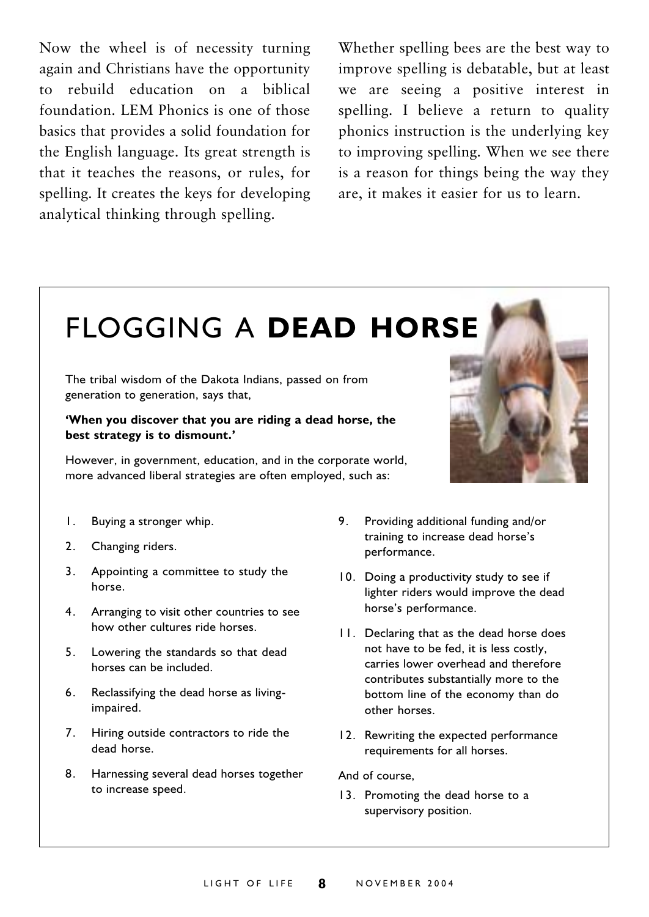Now the wheel is of necessity turning again and Christians have the opportunity to rebuild education on a biblical foundation. LEM Phonics is one of those basics that provides a solid foundation for the English language. Its great strength is that it teaches the reasons, or rules, for spelling. It creates the keys for developing analytical thinking through spelling.

Whether spelling bees are the best way to improve spelling is debatable, but at least we are seeing a positive interest in spelling. I believe a return to quality phonics instruction is the underlying key to improving spelling. When we see there is a reason for things being the way they are, it makes it easier for us to learn.

# FLOGGING A **DEAD HORSE**

The tribal wisdom of the Dakota Indians, passed on from generation to generation, says that,

**'When you discover that you are riding a dead horse, the best strategy is to dismount.'**

However, in government, education, and in the corporate world, more advanced liberal strategies are often employed, such as:

1. Buying a stronger whip.
2. Changing riders.
3. Appointing a committee to study the horse.
4. Arranging to visit other countries to see how other cultures ride horses.
5. Lowering the standards so that dead horses can be included.
6. Reclassifying the dead horse as living-impaired.
7. Hiring outside contractors to ride the dead horse.
8. Harnessing several dead horses together to increase speed.
9. Providing additional funding and/or training to increase dead horse's performance.
10. Doing a productivity study to see if lighter riders would improve the dead horse's performance.
11. Declaring that as the dead horse does not have to be fed, it is less costly, carries lower overhead and therefore contributes substantially more to the bottom line of the economy than do other horses.
12. Rewriting the expected performance requirements for all horses.

And of course,

13. Promoting the dead horse to a supervisory position.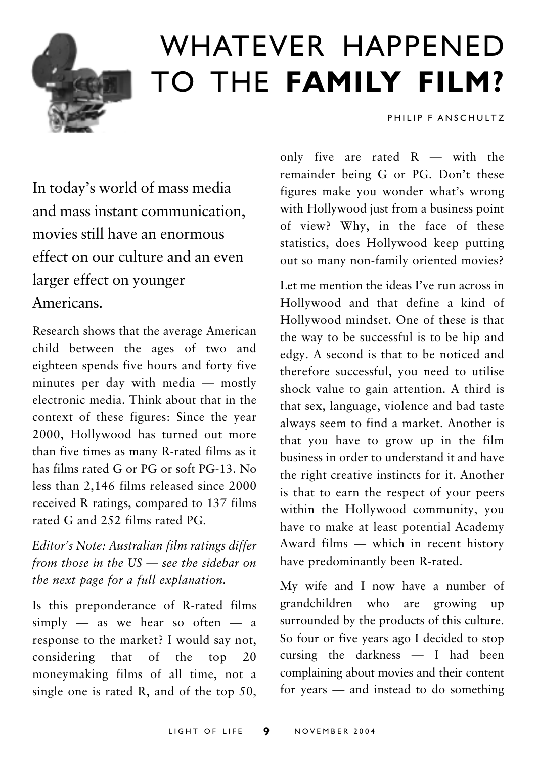# WHATEVER HAPPENED TO THE **FAMILY FILM?**

PHILIP F ANSCHULTZ

In today's world of mass media and mass instant communication, movies still have an enormous effect on our culture and an even larger effect on younger Americans.

Research shows that the average American child between the ages of two and eighteen spends five hours and forty five minutes per day with media — mostly electronic media. Think about that in the context of these figures: Since the year 2000, Hollywood has turned out more than five times as many R-rated films as it has films rated G or PG or soft PG-13. No less than 2,146 films released since 2000 received R ratings, compared to 137 films rated G and 252 films rated PG.

*Editor's Note: Australian film ratings differ from those in the US — see the sidebar on the next page for a full explanation.*

Is this preponderance of R-rated films simply — as we hear so often — a response to the market? I would say not, considering that of the top 20 moneymaking films of all time, not a single one is rated R, and of the top 50, only five are rated R — with the remainder being G or PG. Don't these figures make you wonder what's wrong with Hollywood just from a business point of view? Why, in the face of these statistics, does Hollywood keep putting out so many non-family oriented movies?

Let me mention the ideas I've run across in Hollywood and that define a kind of Hollywood mindset. One of these is that the way to be successful is to be hip and edgy. A second is that to be noticed and therefore successful, you need to utilise shock value to gain attention. A third is that sex, language, violence and bad taste always seem to find a market. Another is that you have to grow up in the film business in order to understand it and have the right creative instincts for it. Another is that to earn the respect of your peers within the Hollywood community, you have to make at least potential Academy Award films — which in recent history have predominantly been R-rated.

My wife and I now have a number of grandchildren who are growing up surrounded by the products of this culture. So four or five years ago I decided to stop cursing the darkness — I had been complaining about movies and their content for years — and instead to do something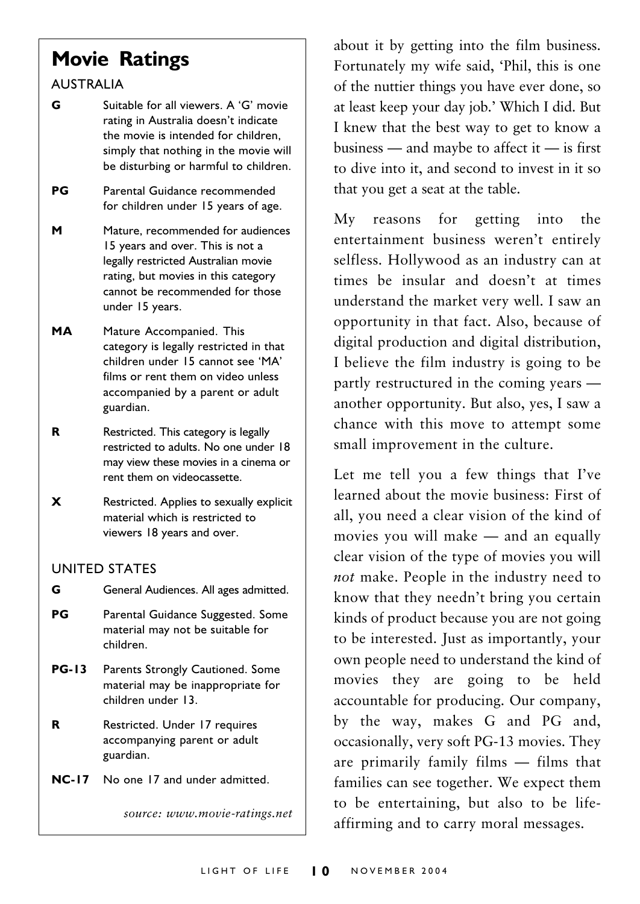## Movie Ratings

AUSTRALIA

| | |
|---|---|
| **G** | Suitable for all viewers. A 'G' movie rating in Australia doesn't indicate the movie is intended for children, simply that nothing in the movie will be disturbing or harmful to children. |
| **PG** | Parental Guidance recommended for children under 15 years of age. |
| **M** | Mature, recommended for audiences 15 years and over. This is not a legally restricted Australian movie rating, but movies in this category cannot be recommended for those under 15 years. |
| **MA** | Mature Accompanied. This category is legally restricted in that children under 15 cannot see 'MA' films or rent them on video unless accompanied by a parent or adult guardian. |
| **R** | Restricted. This category is legally restricted to adults. No one under 18 may view these movies in a cinema or rent them on videocassette. |
| **X** | Restricted. Applies to sexually explicit material which is restricted to viewers 18 years and over. |

UNITED STATES

| | |
|---|---|
| **G** | General Audiences. All ages admitted. |
| **PG** | Parental Guidance Suggested. Some material may not be suitable for children. |
| **PG-13** | Parents Strongly Cautioned. Some material may be inappropriate for children under 13. |
| **R** | Restricted. Under 17 requires accompanying parent or adult guardian. |
| **NC-17** | No one 17 and under admitted. |

*source: www.movie-ratings.net*

about it by getting into the film business. Fortunately my wife said, 'Phil, this is one of the nuttier things you have ever done, so at least keep your day job.' Which I did. But I knew that the best way to get to know a business — and maybe to affect it — is first to dive into it, and second to invest in it so that you get a seat at the table.

My reasons for getting into the entertainment business weren't entirely selfless. Hollywood as an industry can at times be insular and doesn't at times understand the market very well. I saw an opportunity in that fact. Also, because of digital production and digital distribution, I believe the film industry is going to be partly restructured in the coming years — another opportunity. But also, yes, I saw a chance with this move to attempt some small improvement in the culture.

Let me tell you a few things that I've learned about the movie business: First of all, you need a clear vision of the kind of movies you will make — and an equally clear vision of the type of movies you will *not* make. People in the industry need to know that they needn't bring you certain kinds of product because you are not going to be interested. Just as importantly, your own people need to understand the kind of movies they are going to be held accountable for producing. Our company, by the way, makes G and PG and, occasionally, very soft PG-13 movies. They are primarily family films — films that families can see together. We expect them to be entertaining, but also to be life-affirming and to carry moral messages.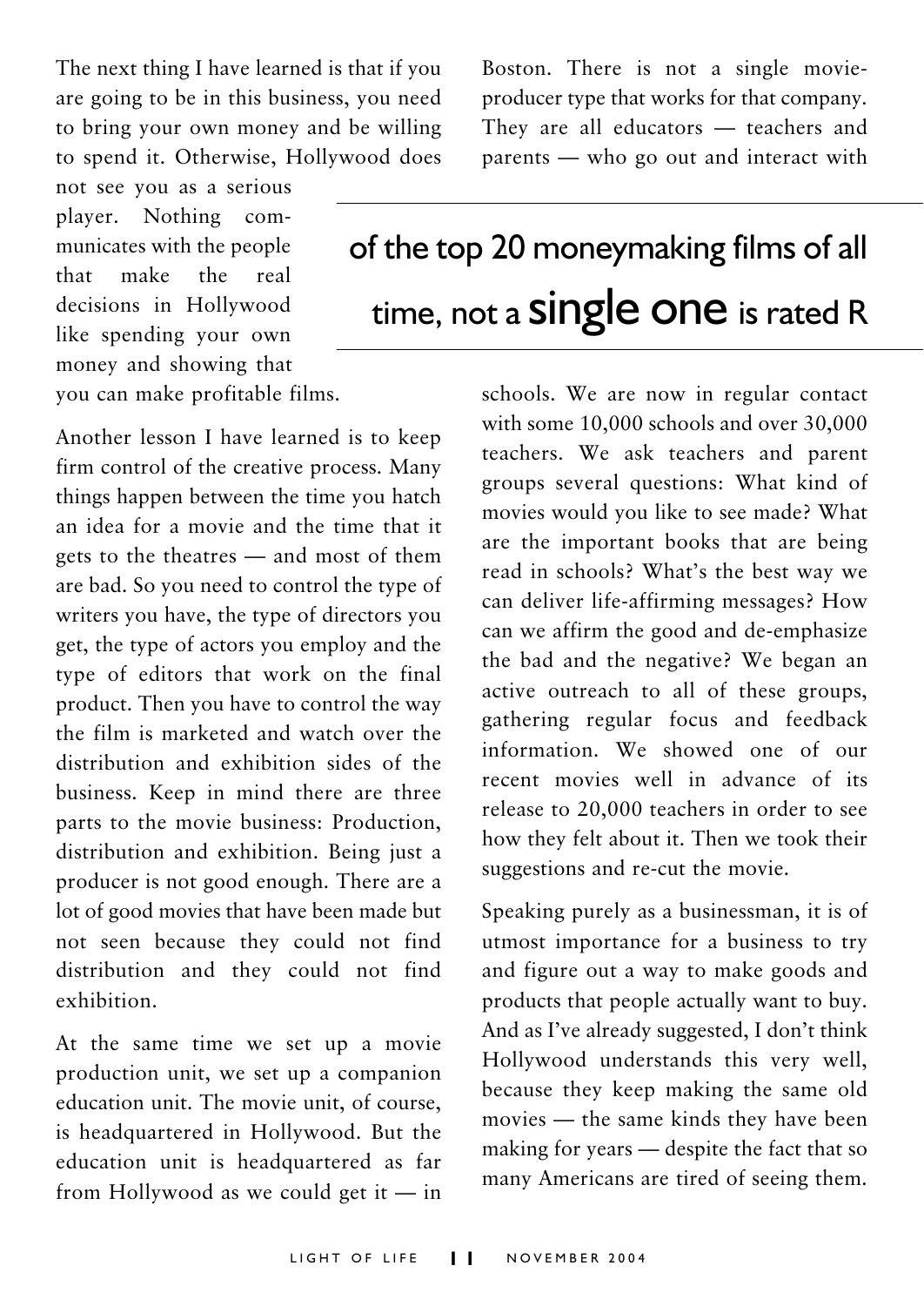The next thing I have learned is that if you are going to be in this business, you need to bring your own money and be willing to spend it. Otherwise, Hollywood does not see you as a serious player. Nothing communicates with the people that make the real decisions in Hollywood like spending your own money and showing that you can make profitable films.

Another lesson I have learned is to keep firm control of the creative process. Many things happen between the time you hatch an idea for a movie and the time that it gets to the theatres — and most of them are bad. So you need to control the type of writers you have, the type of directors you get, the type of actors you employ and the type of editors that work on the final product. Then you have to control the way the film is marketed and watch over the distribution and exhibition sides of the business. Keep in mind there are three parts to the movie business: Production, distribution and exhibition. Being just a producer is not good enough. There are a lot of good movies that have been made but not seen because they could not find distribution and they could not find exhibition.

At the same time we set up a movie production unit, we set up a companion education unit. The movie unit, of course, is headquartered in Hollywood. But the education unit is headquartered as far from Hollywood as we could get it — in Boston. There is not a single movie-producer type that works for that company. They are all educators — teachers and parents — who go out and interact with schools. We are now in regular contact with some 10,000 schools and over 30,000 teachers. We ask teachers and parent groups several questions: What kind of movies would you like to see made? What are the important books that are being read in schools? What's the best way we can deliver life-affirming messages? How can we affirm the good and de-emphasize the bad and the negative? We began an active outreach to all of these groups, gathering regular focus and feedback information. We showed one of our recent movies well in advance of its release to 20,000 teachers in order to see how they felt about it. Then we took their suggestions and re-cut the movie.

> of the top 20 moneymaking films of all time, not a **single one** is rated R

Speaking purely as a businessman, it is of utmost importance for a business to try and figure out a way to make goods and products that people actually want to buy. And as I've already suggested, I don't think Hollywood understands this very well, because they keep making the same old movies — the same kinds they have been making for years — despite the fact that so many Americans are tired of seeing them.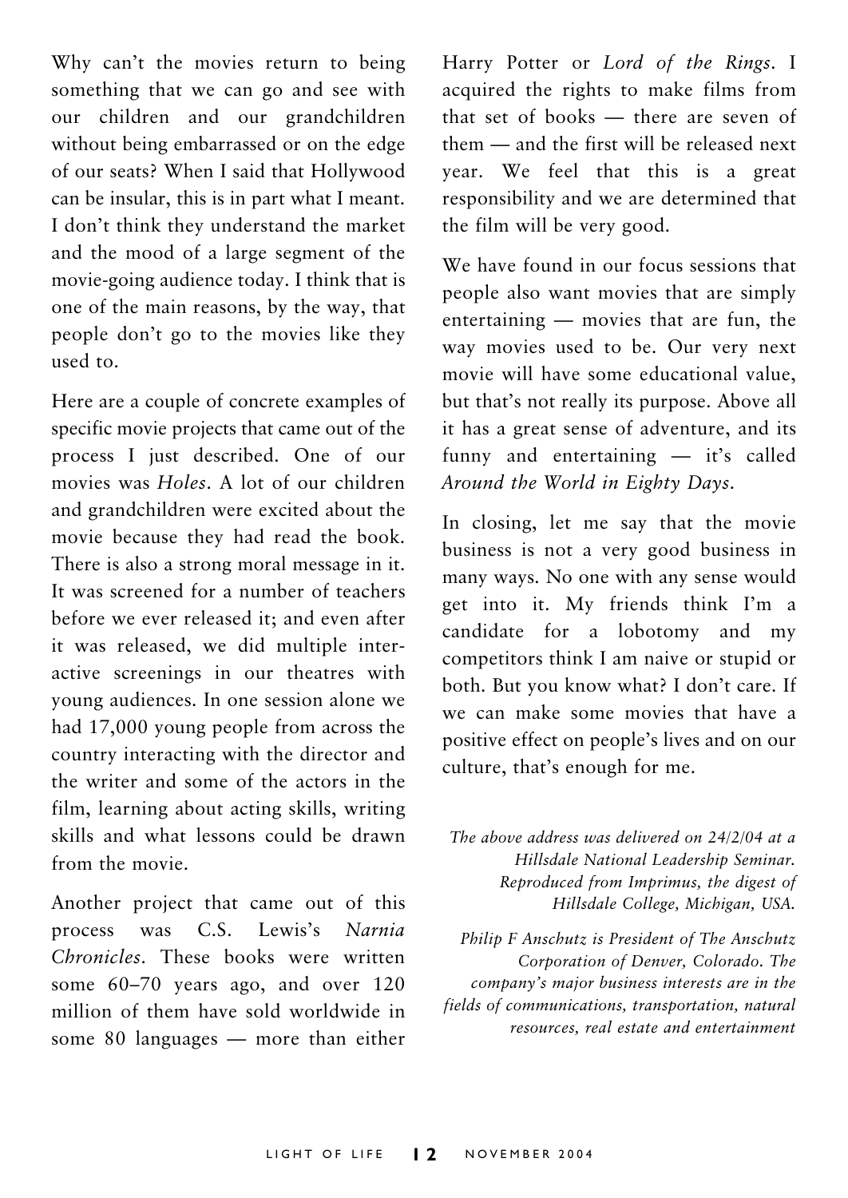Why can't the movies return to being something that we can go and see with our children and our grandchildren without being embarrassed or on the edge of our seats? When I said that Hollywood can be insular, this is in part what I meant. I don't think they understand the market and the mood of a large segment of the movie-going audience today. I think that is one of the main reasons, by the way, that people don't go to the movies like they used to.

Here are a couple of concrete examples of specific movie projects that came out of the process I just described. One of our movies was *Holes*. A lot of our children and grandchildren were excited about the movie because they had read the book. There is also a strong moral message in it. It was screened for a number of teachers before we ever released it; and even after it was released, we did multiple interactive screenings in our theatres with young audiences. In one session alone we had 17,000 young people from across the country interacting with the director and the writer and some of the actors in the film, learning about acting skills, writing skills and what lessons could be drawn from the movie.

Another project that came out of this process was C.S. Lewis's *Narnia Chronicles*. These books were written some 60–70 years ago, and over 120 million of them have sold worldwide in some 80 languages — more than either Harry Potter or *Lord of the Rings*. I acquired the rights to make films from that set of books — there are seven of them — and the first will be released next year. We feel that this is a great responsibility and we are determined that the film will be very good.

We have found in our focus sessions that people also want movies that are simply entertaining — movies that are fun, the way movies used to be. Our very next movie will have some educational value, but that's not really its purpose. Above all it has a great sense of adventure, and its funny and entertaining — it's called *Around the World in Eighty Days*.

In closing, let me say that the movie business is not a very good business in many ways. No one with any sense would get into it. My friends think I'm a candidate for a lobotomy and my competitors think I am naive or stupid or both. But you know what? I don't care. If we can make some movies that have a positive effect on people's lives and on our culture, that's enough for me.

*The above address was delivered on 24/2/04 at a Hillsdale National Leadership Seminar. Reproduced from Imprimus, the digest of Hillsdale College, Michigan, USA.*

*Philip F Anschutz is President of The Anschutz Corporation of Denver, Colorado. The company's major business interests are in the fields of communications, transportation, natural resources, real estate and entertainment*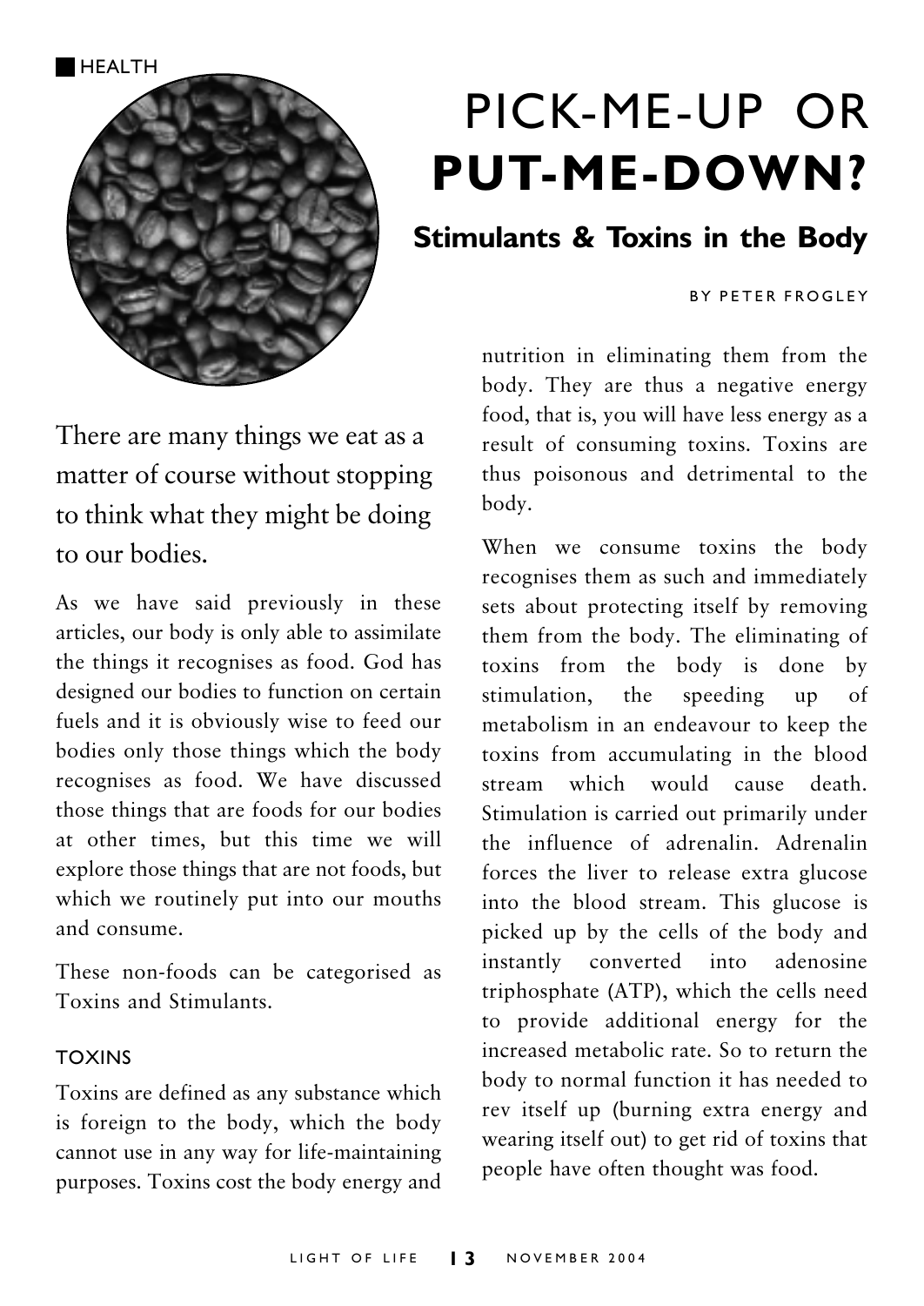HEALTH

# PICK-ME-UP OR **PUT-ME-DOWN?**

## Stimulants & Toxins in the Body

BY PETER FROGLEY

There are many things we eat as a matter of course without stopping to think what they might be doing to our bodies.

As we have said previously in these articles, our body is only able to assimilate the things it recognises as food. God has designed our bodies to function on certain fuels and it is obviously wise to feed our bodies only those things which the body recognises as food. We have discussed those things that are foods for our bodies at other times, but this time we will explore those things that are not foods, but which we routinely put into our mouths and consume.

These non-foods can be categorised as Toxins and Stimulants.

### TOXINS

Toxins are defined as any substance which is foreign to the body, which the body cannot use in any way for life-maintaining purposes. Toxins cost the body energy and nutrition in eliminating them from the body. They are thus a negative energy food, that is, you will have less energy as a result of consuming toxins. Toxins are thus poisonous and detrimental to the body.

When we consume toxins the body recognises them as such and immediately sets about protecting itself by removing them from the body. The eliminating of toxins from the body is done by stimulation, the speeding up of metabolism in an endeavour to keep the toxins from accumulating in the blood stream which would cause death. Stimulation is carried out primarily under the influence of adrenalin. Adrenalin forces the liver to release extra glucose into the blood stream. This glucose is picked up by the cells of the body and instantly converted into adenosine triphosphate (ATP), which the cells need to provide additional energy for the increased metabolic rate. So to return the body to normal function it has needed to rev itself up (burning extra energy and wearing itself out) to get rid of toxins that people have often thought was food.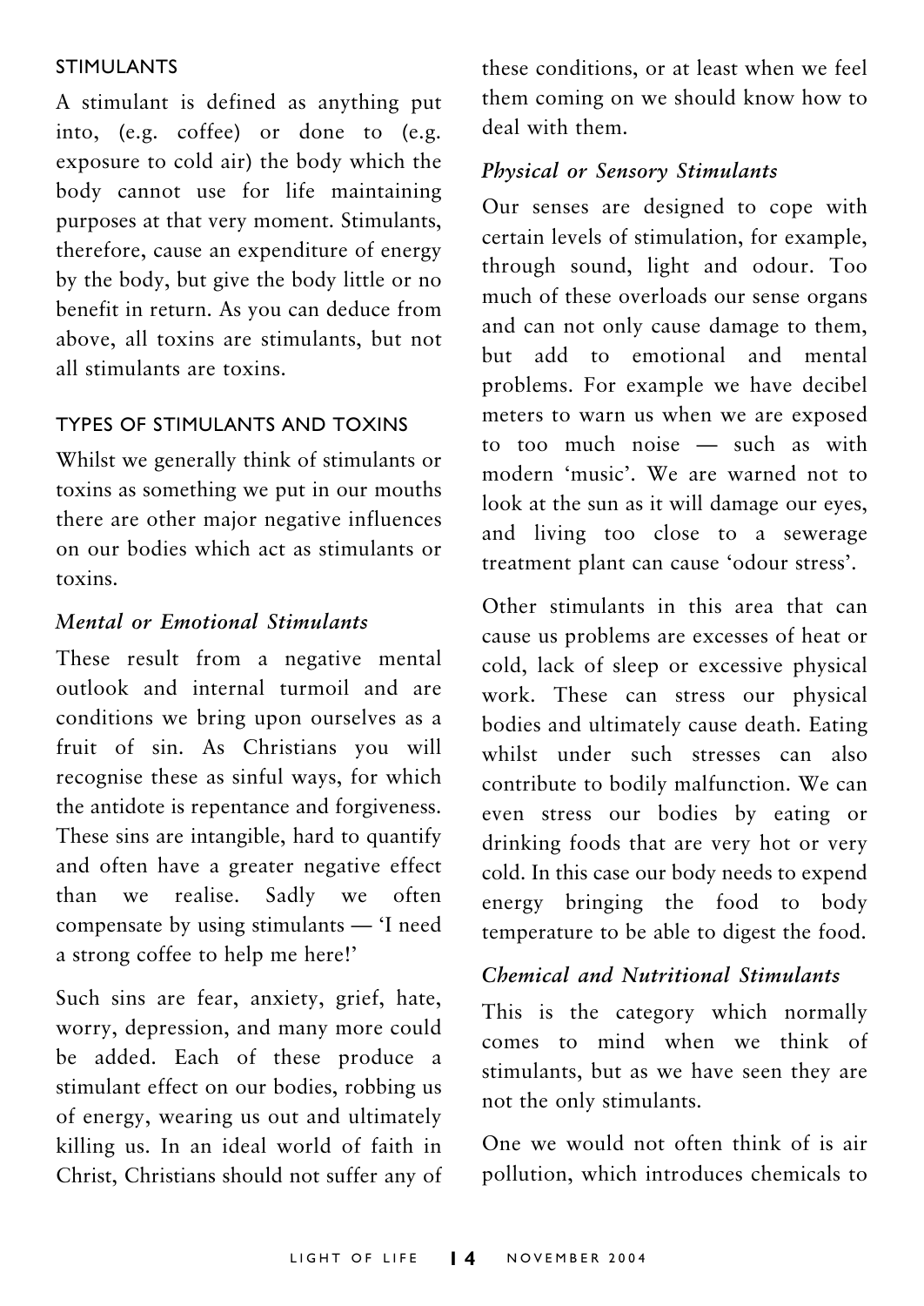## STIMULANTS

A stimulant is defined as anything put into, (e.g. coffee) or done to (e.g. exposure to cold air) the body which the body cannot use for life maintaining purposes at that very moment. Stimulants, therefore, cause an expenditure of energy by the body, but give the body little or no benefit in return. As you can deduce from above, all toxins are stimulants, but not all stimulants are toxins.

## TYPES OF STIMULANTS AND TOXINS

Whilst we generally think of stimulants or toxins as something we put in our mouths there are other major negative influences on our bodies which act as stimulants or toxins.

### *Mental or Emotional Stimulants*

These result from a negative mental outlook and internal turmoil and are conditions we bring upon ourselves as a fruit of sin. As Christians you will recognise these as sinful ways, for which the antidote is repentance and forgiveness. These sins are intangible, hard to quantify and often have a greater negative effect than we realise. Sadly we often compensate by using stimulants — 'I need a strong coffee to help me here!'

Such sins are fear, anxiety, grief, hate, worry, depression, and many more could be added. Each of these produce a stimulant effect on our bodies, robbing us of energy, wearing us out and ultimately killing us. In an ideal world of faith in Christ, Christians should not suffer any of these conditions, or at least when we feel them coming on we should know how to deal with them.

### *Physical or Sensory Stimulants*

Our senses are designed to cope with certain levels of stimulation, for example, through sound, light and odour. Too much of these overloads our sense organs and can not only cause damage to them, but add to emotional and mental problems. For example we have decibel meters to warn us when we are exposed to too much noise — such as with modern 'music'. We are warned not to look at the sun as it will damage our eyes, and living too close to a sewerage treatment plant can cause 'odour stress'.

Other stimulants in this area that can cause us problems are excesses of heat or cold, lack of sleep or excessive physical work. These can stress our physical bodies and ultimately cause death. Eating whilst under such stresses can also contribute to bodily malfunction. We can even stress our bodies by eating or drinking foods that are very hot or very cold. In this case our body needs to expend energy bringing the food to body temperature to be able to digest the food.

### *Chemical and Nutritional Stimulants*

This is the category which normally comes to mind when we think of stimulants, but as we have seen they are not the only stimulants.

One we would not often think of is air pollution, which introduces chemicals to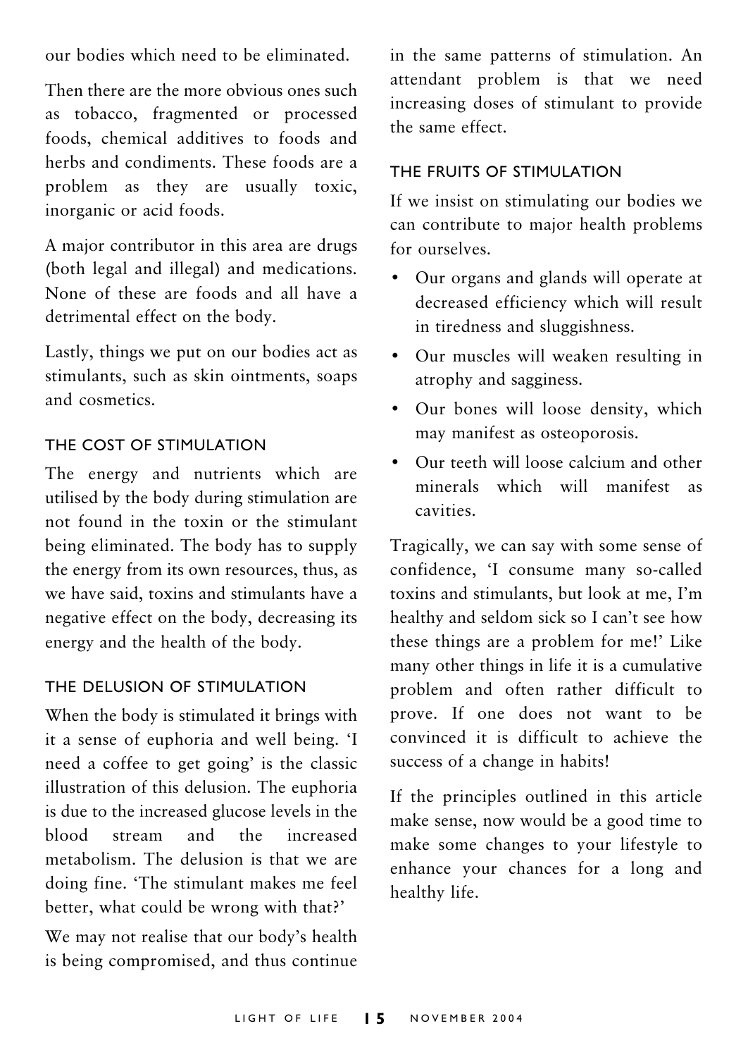our bodies which need to be eliminated.

Then there are the more obvious ones such as tobacco, fragmented or processed foods, chemical additives to foods and herbs and condiments. These foods are a problem as they are usually toxic, inorganic or acid foods.

A major contributor in this area are drugs (both legal and illegal) and medications. None of these are foods and all have a detrimental effect on the body.

Lastly, things we put on our bodies act as stimulants, such as skin ointments, soaps and cosmetics.

### THE COST OF STIMULATION

The energy and nutrients which are utilised by the body during stimulation are not found in the toxin or the stimulant being eliminated. The body has to supply the energy from its own resources, thus, as we have said, toxins and stimulants have a negative effect on the body, decreasing its energy and the health of the body.

### THE DELUSION OF STIMULATION

When the body is stimulated it brings with it a sense of euphoria and well being. 'I need a coffee to get going' is the classic illustration of this delusion. The euphoria is due to the increased glucose levels in the blood stream and the increased metabolism. The delusion is that we are doing fine. 'The stimulant makes me feel better, what could be wrong with that?'

We may not realise that our body's health is being compromised, and thus continue in the same patterns of stimulation. An attendant problem is that we need increasing doses of stimulant to provide the same effect.

### THE FRUITS OF STIMULATION

If we insist on stimulating our bodies we can contribute to major health problems for ourselves.

- Our organs and glands will operate at decreased efficiency which will result in tiredness and sluggishness.
- Our muscles will weaken resulting in atrophy and sagginess.
- Our bones will loose density, which may manifest as osteoporosis.
- Our teeth will loose calcium and other minerals which will manifest as cavities.

Tragically, we can say with some sense of confidence, 'I consume many so-called toxins and stimulants, but look at me, I'm healthy and seldom sick so I can't see how these things are a problem for me!' Like many other things in life it is a cumulative problem and often rather difficult to prove. If one does not want to be convinced it is difficult to achieve the success of a change in habits!

If the principles outlined in this article make sense, now would be a good time to make some changes to your lifestyle to enhance your chances for a long and healthy life.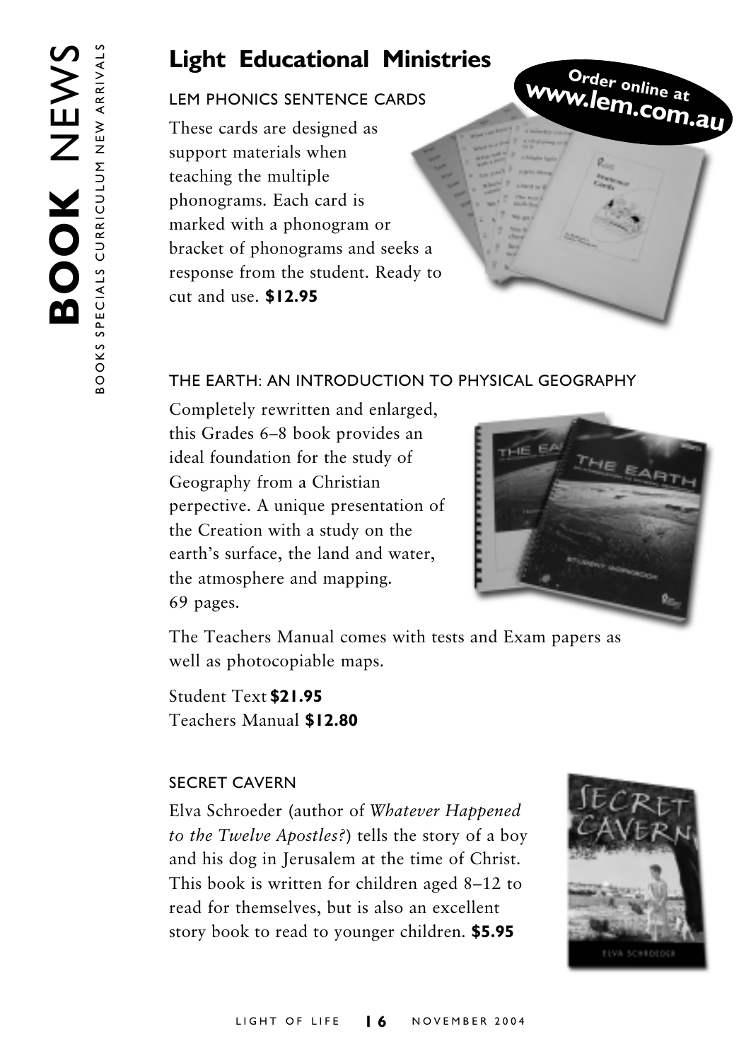# Light Educational Ministries

**Order online at www.lem.com.au**

## LEM PHONICS SENTENCE CARDS

These cards are designed as support materials when teaching the multiple phonograms. Each card is marked with a phonogram or bracket of phonograms and seeks a response from the student. Ready to cut and use. **$12.95**

## THE EARTH: AN INTRODUCTION TO PHYSICAL GEOGRAPHY

Completely rewritten and enlarged, this Grades 6–8 book provides an ideal foundation for the study of Geography from a Christian perpective. A unique presentation of the Creation with a study on the earth's surface, the land and water, the atmosphere and mapping. 69 pages.

The Teachers Manual comes with tests and Exam papers as well as photocopiable maps.

Student Text **$21.95**
Teachers Manual **$12.80**

## SECRET CAVERN

Elva Schroeder (author of *Whatever Happened to the Twelve Apostles?*) tells the story of a boy and his dog in Jerusalem at the time of Christ. This book is written for children aged 8–12 to read for themselves, but is also an excellent story book to read to younger children. **$5.95**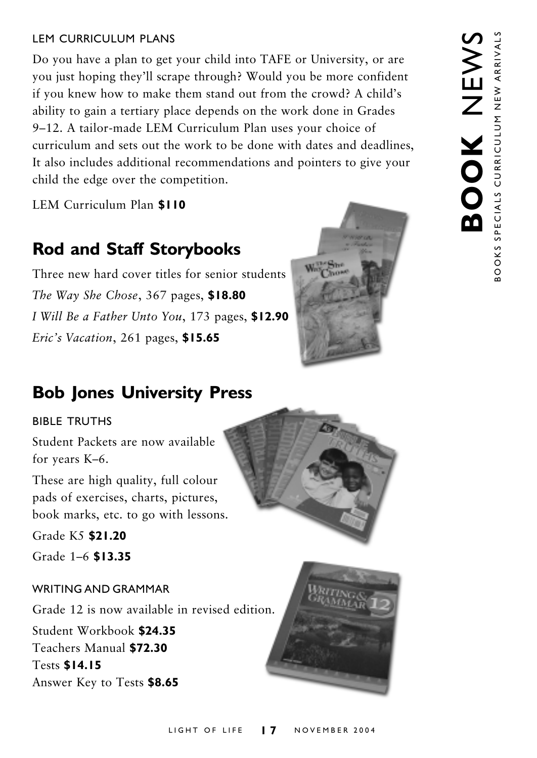LEM CURRICULUM PLANS

Do you have a plan to get your child into TAFE or University, or are you just hoping they'll scrape through? Would you be more confident if you knew how to make them stand out from the crowd? A child's ability to gain a tertiary place depends on the work done in Grades 9–12. A tailor-made LEM Curriculum Plan uses your choice of curriculum and sets out the work to be done with dates and deadlines, It also includes additional recommendations and pointers to give your child the edge over the competition.

LEM Curriculum Plan **$110**

## Rod and Staff Storybooks

Three new hard cover titles for senior students

*The Way She Chose*, 367 pages, **$18.80**

*I Will Be a Father Unto You*, 173 pages, **$12.90**

*Eric's Vacation*, 261 pages, **$15.65**

## Bob Jones University Press

BIBLE TRUTHS

Student Packets are now available for years K–6.

These are high quality, full colour pads of exercises, charts, pictures, book marks, etc. to go with lessons.

Grade K5 **$21.20**

Grade 1–6 **$13.35**

WRITING AND GRAMMAR

Grade 12 is now available in revised edition.

Student Workbook **$24.35**
Teachers Manual **$72.30**
Tests **$14.15**
Answer Key to Tests **$8.65**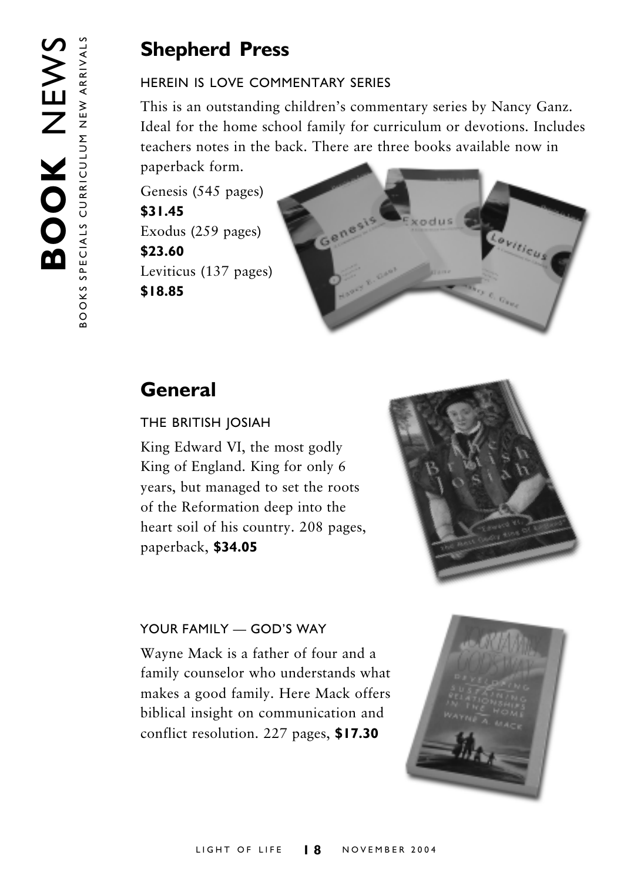## Shepherd Press

### HEREIN IS LOVE COMMENTARY SERIES

This is an outstanding children's commentary series by Nancy Ganz. Ideal for the home school family for curriculum or devotions. Includes teachers notes in the back. There are three books available now in paperback form.

Genesis (545 pages)
**$31.45**
Exodus (259 pages)
**$23.60**
Leviticus (137 pages)
**$18.85**

## General

### THE BRITISH JOSIAH

King Edward VI, the most godly King of England. King for only 6 years, but managed to set the roots of the Reformation deep into the heart soil of his country. 208 pages, paperback, **$34.05**

### YOUR FAMILY — GOD'S WAY

Wayne Mack is a father of four and a family counselor who understands what makes a good family. Here Mack offers biblical insight on communication and conflict resolution. 227 pages, **$17.30**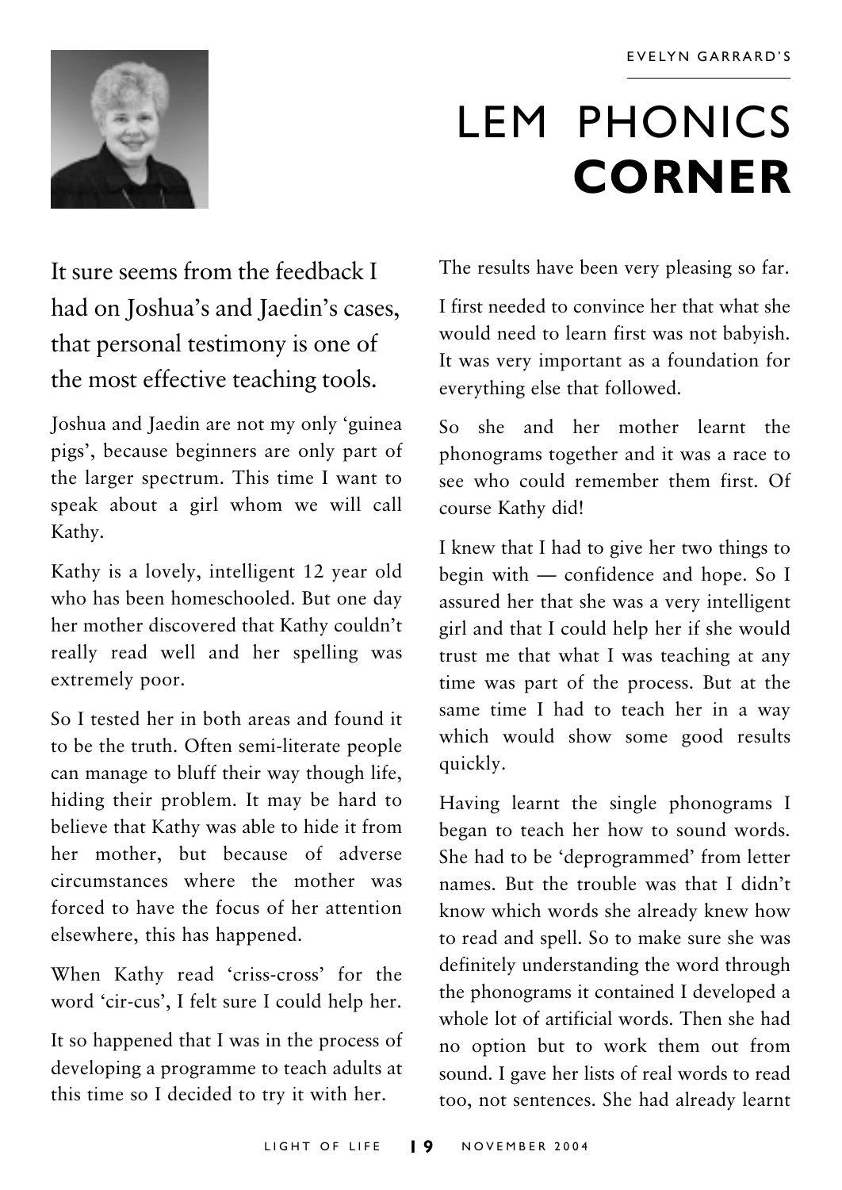EVELYN GARRARD'S

# LEM PHONICS **CORNER**

It sure seems from the feedback I had on Joshua's and Jaedin's cases, that personal testimony is one of the most effective teaching tools.

Joshua and Jaedin are not my only 'guinea pigs', because beginners are only part of the larger spectrum. This time I want to speak about a girl whom we will call Kathy.

Kathy is a lovely, intelligent 12 year old who has been homeschooled. But one day her mother discovered that Kathy couldn't really read well and her spelling was extremely poor.

So I tested her in both areas and found it to be the truth. Often semi-literate people can manage to bluff their way though life, hiding their problem. It may be hard to believe that Kathy was able to hide it from her mother, but because of adverse circumstances where the mother was forced to have the focus of her attention elsewhere, this has happened.

When Kathy read 'criss-cross' for the word 'cir-cus', I felt sure I could help her.

It so happened that I was in the process of developing a programme to teach adults at this time so I decided to try it with her.

The results have been very pleasing so far.

I first needed to convince her that what she would need to learn first was not babyish. It was very important as a foundation for everything else that followed.

So she and her mother learnt the phonograms together and it was a race to see who could remember them first. Of course Kathy did!

I knew that I had to give her two things to begin with — confidence and hope. So I assured her that she was a very intelligent girl and that I could help her if she would trust me that what I was teaching at any time was part of the process. But at the same time I had to teach her in a way which would show some good results quickly.

Having learnt the single phonograms I began to teach her how to sound words. She had to be 'deprogrammed' from letter names. But the trouble was that I didn't know which words she already knew how to read and spell. So to make sure she was definitely understanding the word through the phonograms it contained I developed a whole lot of artificial words. Then she had no option but to work them out from sound. I gave her lists of real words to read too, not sentences. She had already learnt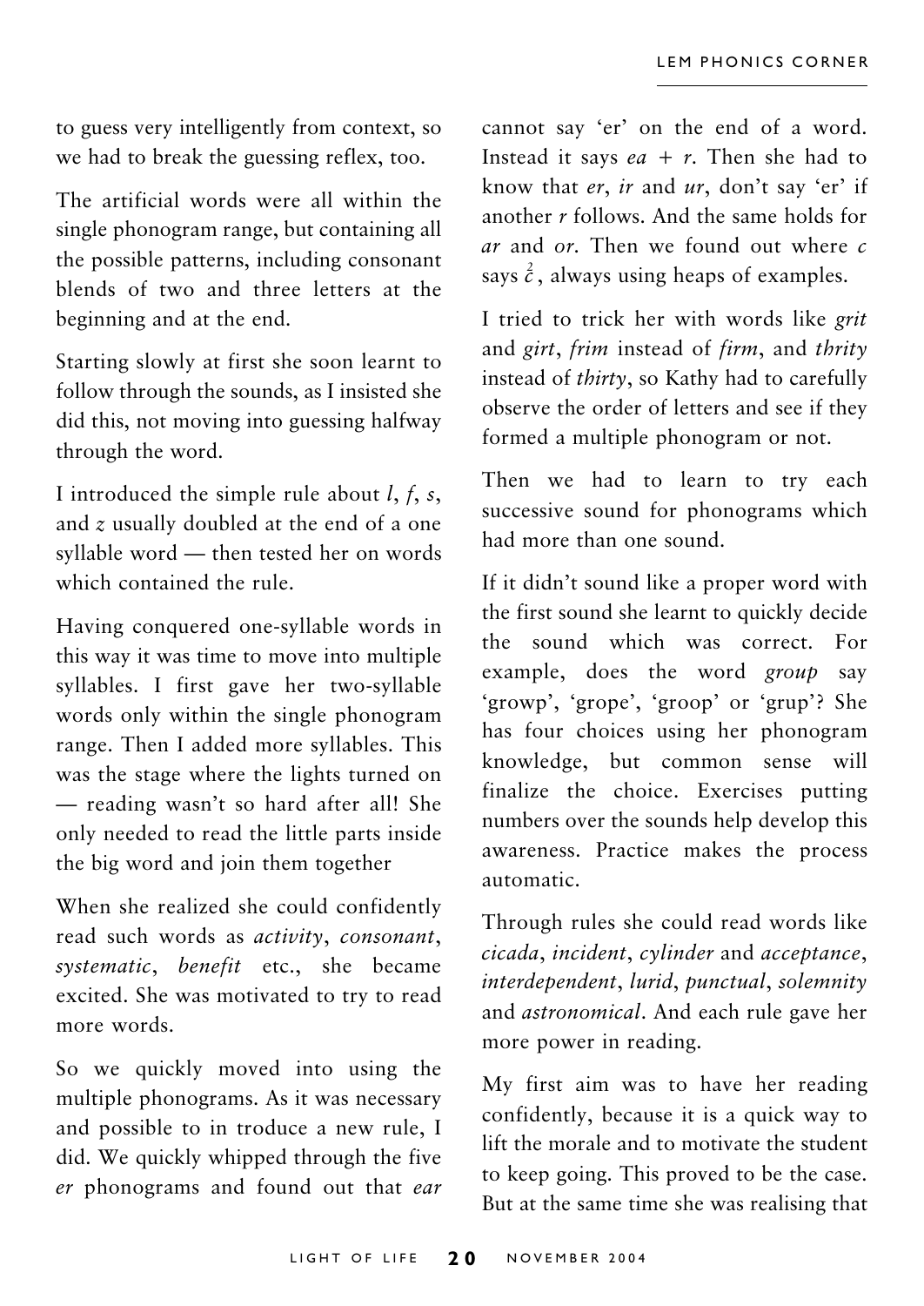to guess very intelligently from context, so we had to break the guessing reflex, too.

The artificial words were all within the single phonogram range, but containing all the possible patterns, including consonant blends of two and three letters at the beginning and at the end.

Starting slowly at first she soon learnt to follow through the sounds, as I insisted she did this, not moving into guessing halfway through the word.

I introduced the simple rule about *l*, *f*, *s*, and *z* usually doubled at the end of a one syllable word — then tested her on words which contained the rule.

Having conquered one-syllable words in this way it was time to move into multiple syllables. I first gave her two-syllable words only within the single phonogram range. Then I added more syllables. This was the stage where the lights turned on — reading wasn't so hard after all! She only needed to read the little parts inside the big word and join them together

When she realized she could confidently read such words as *activity*, *consonant*, *systematic*, *benefit* etc., she became excited. She was motivated to try to read more words.

So we quickly moved into using the multiple phonograms. As it was necessary and possible to in troduce a new rule, I did. We quickly whipped through the five *er* phonograms and found out that *ear* cannot say 'er' on the end of a word. Instead it says *ea* + *r*. Then she had to know that *er*, *ir* and *ur*, don't say 'er' if another *r* follows. And the same holds for *ar* and *or*. Then we found out where *c* says $\overset{2}{c}$, always using heaps of examples.

I tried to trick her with words like *grit* and *girt*, *frim* instead of *firm*, and *thrity* instead of *thirty*, so Kathy had to carefully observe the order of letters and see if they formed a multiple phonogram or not.

Then we had to learn to try each successive sound for phonograms which had more than one sound.

If it didn't sound like a proper word with the first sound she learnt to quickly decide the sound which was correct. For example, does the word *group* say 'growp', 'grope', 'groop' or 'grup'? She has four choices using her phonogram knowledge, but common sense will finalize the choice. Exercises putting numbers over the sounds help develop this awareness. Practice makes the process automatic.

Through rules she could read words like *cicada*, *incident*, *cylinder* and *acceptance*, *interdependent*, *lurid*, *punctual*, *solemnity* and *astronomical*. And each rule gave her more power in reading.

My first aim was to have her reading confidently, because it is a quick way to lift the morale and to motivate the student to keep going. This proved to be the case. But at the same time she was realising that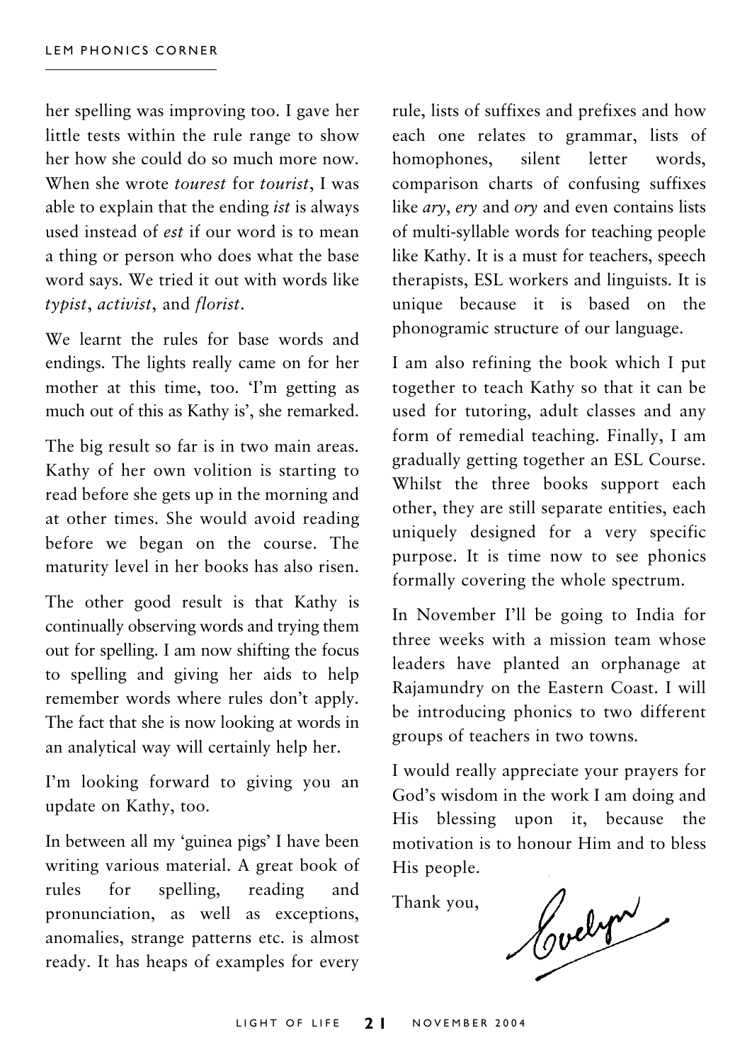her spelling was improving too. I gave her little tests within the rule range to show her how she could do so much more now. When she wrote *tourest* for *tourist*, I was able to explain that the ending *ist* is always used instead of *est* if our word is to mean a thing or person who does what the base word says. We tried it out with words like *typist*, *activist*, and *florist*.

We learnt the rules for base words and endings. The lights really came on for her mother at this time, too. 'I'm getting as much out of this as Kathy is', she remarked.

The big result so far is in two main areas. Kathy of her own volition is starting to read before she gets up in the morning and at other times. She would avoid reading before we began on the course. The maturity level in her books has also risen.

The other good result is that Kathy is continually observing words and trying them out for spelling. I am now shifting the focus to spelling and giving her aids to help remember words where rules don't apply. The fact that she is now looking at words in an analytical way will certainly help her.

I'm looking forward to giving you an update on Kathy, too.

In between all my 'guinea pigs' I have been writing various material. A great book of rules for spelling, reading and pronunciation, as well as exceptions, anomalies, strange patterns etc. is almost ready. It has heaps of examples for every rule, lists of suffixes and prefixes and how each one relates to grammar, lists of homophones, silent letter words, comparison charts of confusing suffixes like *ary*, *ery* and *ory* and even contains lists of multi-syllable words for teaching people like Kathy. It is a must for teachers, speech therapists, ESL workers and linguists. It is unique because it is based on the phonogramic structure of our language.

I am also refining the book which I put together to teach Kathy so that it can be used for tutoring, adult classes and any form of remedial teaching. Finally, I am gradually getting together an ESL Course. Whilst the three books support each other, they are still separate entities, each uniquely designed for a very specific purpose. It is time now to see phonics formally covering the whole spectrum.

In November I'll be going to India for three weeks with a mission team whose leaders have planted an orphanage at Rajamundry on the Eastern Coast. I will be introducing phonics to two different groups of teachers in two towns.

I would really appreciate your prayers for God's wisdom in the work I am doing and His blessing upon it, because the motivation is to honour Him and to bless His people.

Thank you,

Evelyn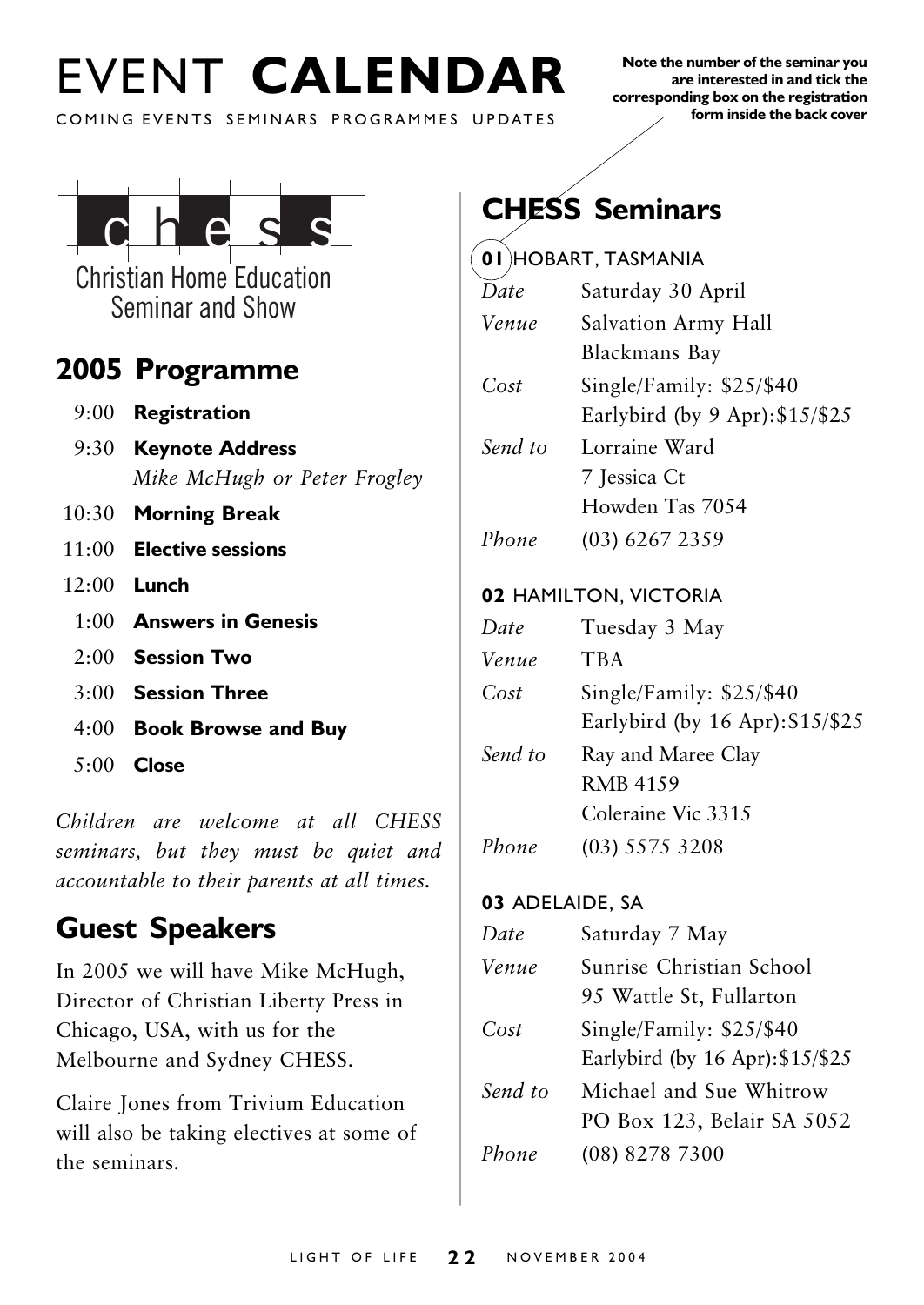# EVENT **CALENDAR**

COMING EVENTS SEMINARS PROGRAMMES UPDATES

**Note the number of the seminar you are interested in and tick the corresponding box on the registration form inside the back cover**

chess

Christian Home Education Seminar and Show

## 2005 Programme

| | |
|---|---|
| 9:00 | **Registration** |
| 9:30 | **Keynote Address** *Mike McHugh or Peter Frogley* |
| 10:30 | **Morning Break** |
| 11:00 | **Elective sessions** |
| 12:00 | **Lunch** |
| 1:00 | **Answers in Genesis** |
| 2:00 | **Session Two** |
| 3:00 | **Session Three** |
| 4:00 | **Book Browse and Buy** |
| 5:00 | **Close** |

*Children are welcome at all CHESS seminars, but they must be quiet and accountable to their parents at all times.*

## Guest Speakers

In 2005 we will have Mike McHugh, Director of Christian Liberty Press in Chicago, USA, with us for the Melbourne and Sydney CHESS.

Claire Jones from Trivium Education will also be taking electives at some of the seminars.

## CHESS Seminars

**01** HOBART, TASMANIA

| | |
|---|---|
| *Date* | Saturday 30 April |
| *Venue* | Salvation Army Hall<br>Blackmans Bay |
| *Cost* | Single/Family: $25/$40<br>Earlybird (by 9 Apr):$15/$25 |
| *Send to* | Lorraine Ward<br>7 Jessica Ct<br>Howden Tas 7054 |
| *Phone* | (03) 6267 2359 |

**02** HAMILTON, VICTORIA

| | |
|---|---|
| *Date* | Tuesday 3 May |
| *Venue* | TBA |
| *Cost* | Single/Family: $25/$40<br>Earlybird (by 16 Apr):$15/$25 |
| *Send to* | Ray and Maree Clay<br>RMB 4159<br>Coleraine Vic 3315 |
| *Phone* | (03) 5575 3208 |

**03** ADELAIDE, SA

| | |
|---|---|
| *Date* | Saturday 7 May |
| *Venue* | Sunrise Christian School<br>95 Wattle St, Fullarton |
| *Cost* | Single/Family: $25/$40<br>Earlybird (by 16 Apr):$15/$25 |
| *Send to* | Michael and Sue Whitrow<br>PO Box 123, Belair SA 5052 |
| *Phone* | (08) 8278 7300 |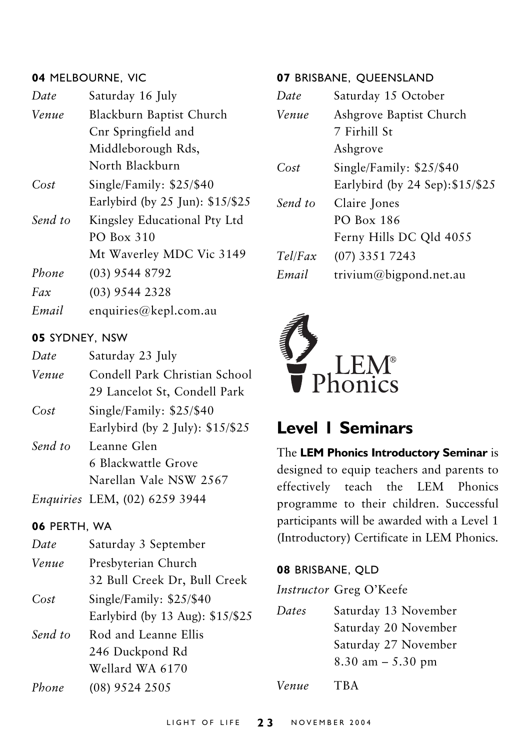**04** MELBOURNE, VIC

| | |
|---|---|
| *Date* | Saturday 16 July |
| *Venue* | Blackburn Baptist Church<br>Cnr Springfield and<br>Middleborough Rds,<br>North Blackburn |
| *Cost* | Single/Family: $25/$40<br>Earlybird (by 25 Jun): $15/$25 |
| *Send to* | Kingsley Educational Pty Ltd<br>PO Box 310<br>Mt Waverley MDC Vic 3149 |
| *Phone* | (03) 9544 8792 |
| *Fax* | (03) 9544 2328 |
| *Email* | enquiries@kepl.com.au |

**05** SYDNEY, NSW

| | |
|---|---|
| *Date* | Saturday 23 July |
| *Venue* | Condell Park Christian School<br>29 Lancelot St, Condell Park |
| *Cost* | Single/Family: $25/$40<br>Earlybird (by 2 July): $15/$25 |
| *Send to* | Leanne Glen<br>6 Blackwattle Grove<br>Narellan Vale NSW 2567 |
| *Enquiries* | LEM, (02) 6259 3944 |

**06** PERTH, WA

| | |
|---|---|
| *Date* | Saturday 3 September |
| *Venue* | Presbyterian Church<br>32 Bull Creek Dr, Bull Creek |
| *Cost* | Single/Family: $25/$40<br>Earlybird (by 13 Aug): $15/$25 |
| *Send to* | Rod and Leanne Ellis<br>246 Duckpond Rd<br>Wellard WA 6170 |
| *Phone* | (08) 9524 2505 |

**07** BRISBANE, QUEENSLAND

| | |
|---|---|
| *Date* | Saturday 15 October |
| *Venue* | Ashgrove Baptist Church<br>7 Firhill St<br>Ashgrove |
| *Cost* | Single/Family: $25/$40<br>Earlybird (by 24 Sep):$15/$25 |
| *Send to* | Claire Jones<br>PO Box 186<br>Ferny Hills DC Qld 4055 |
| *Tel/Fax* | (07) 3351 7243 |
| *Email* | trivium@bigpond.net.au |

LEM® Phonics

## Level 1 Seminars

The **LEM Phonics Introductory Seminar** is designed to equip teachers and parents to effectively teach the LEM Phonics programme to their children. Successful participants will be awarded with a Level 1 (Introductory) Certificate in LEM Phonics.

**08** BRISBANE, QLD

| | |
|---|---|
| *Instructor* | Greg O'Keefe |
| *Dates* | Saturday 13 November<br>Saturday 20 November<br>Saturday 27 November<br>8.30 am – 5.30 pm |
| *Venue* | TBA |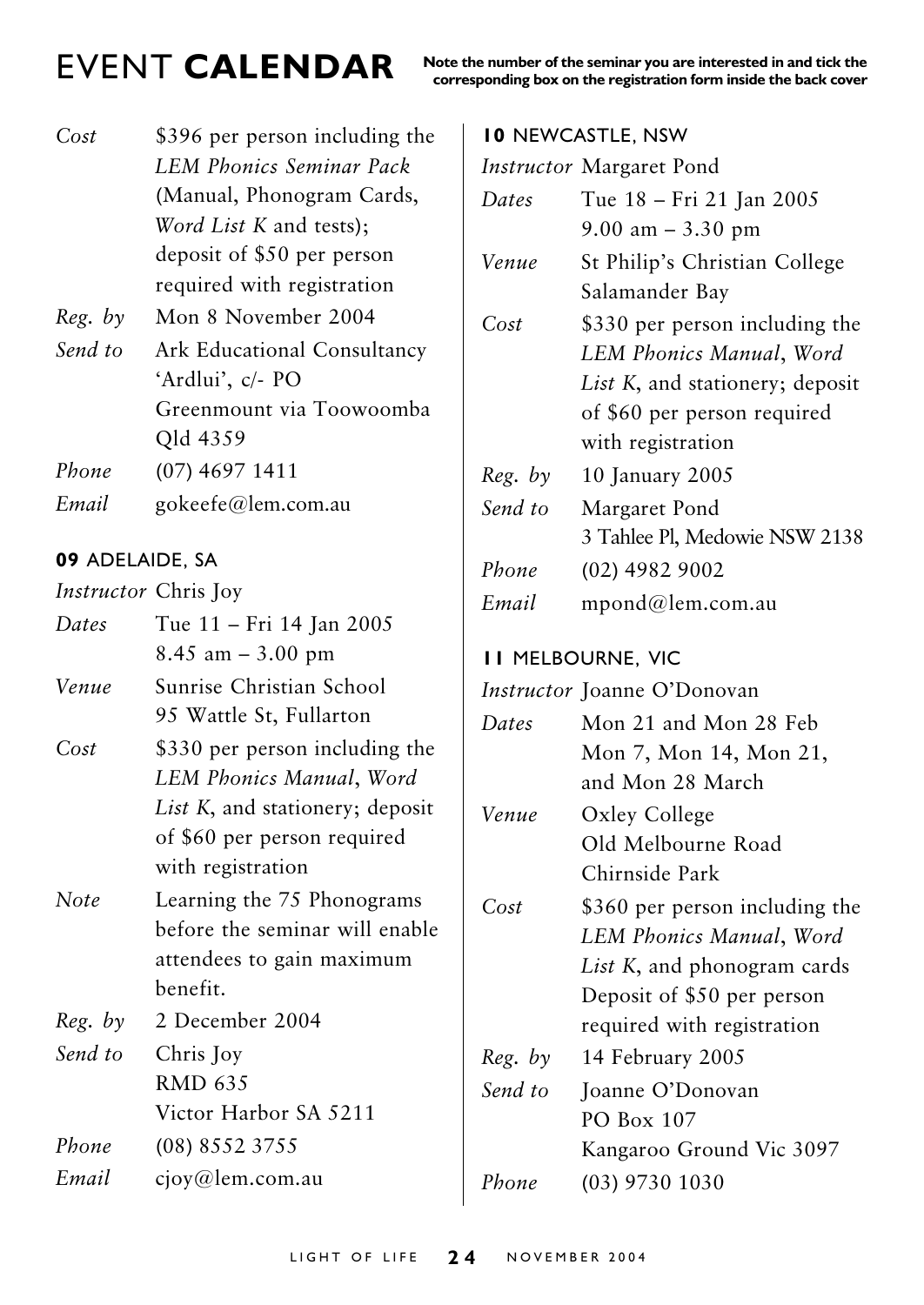# EVENT **CALENDAR**

**Note the number of the seminar you are interested in and tick the corresponding box on the registration form inside the back cover**

*Cost* $396 per person including the *LEM Phonics Seminar Pack* (Manual, Phonogram Cards, *Word List K* and tests); deposit of $50 per person required with registration

*Reg. by* Mon 8 November 2004

*Send to* Ark Educational Consultancy 'Ardlui', c/- PO Greenmount via Toowoomba Qld 4359

*Phone* (07) 4697 1411

*Email* gokeefe@lem.com.au

### 09 ADELAIDE, SA

*Instructor* Chris Joy

*Dates* Tue 11 – Fri 14 Jan 2005, 8.45 am – 3.00 pm

*Venue* Sunrise Christian School, 95 Wattle St, Fullarton

*Cost* $330 per person including the *LEM Phonics Manual*, *Word List K*, and stationery; deposit of $60 per person required with registration

*Note* Learning the 75 Phonograms before the seminar will enable attendees to gain maximum benefit.

*Reg. by* 2 December 2004

*Send to* Chris Joy, RMD 635, Victor Harbor SA 5211

*Phone* (08) 8552 3755

*Email* cjoy@lem.com.au

### 10 NEWCASTLE, NSW

*Instructor* Margaret Pond

*Dates* Tue 18 – Fri 21 Jan 2005, 9.00 am – 3.30 pm

*Venue* St Philip's Christian College, Salamander Bay

*Cost* $330 per person including the *LEM Phonics Manual*, *Word List K*, and stationery; deposit of $60 per person required with registration

*Reg. by* 10 January 2005

*Send to* Margaret Pond, 3 Tahlee Pl, Medowie NSW 2138

*Phone* (02) 4982 9002

*Email* mpond@lem.com.au

### 11 MELBOURNE, VIC

*Instructor* Joanne O'Donovan

*Dates* Mon 21 and Mon 28 Feb, Mon 7, Mon 14, Mon 21, and Mon 28 March

*Venue* Oxley College, Old Melbourne Road, Chirnside Park

*Cost* $360 per person including the *LEM Phonics Manual*, *Word List K*, and phonogram cards. Deposit of $50 per person required with registration

*Reg. by* 14 February 2005

*Send to* Joanne O'Donovan, PO Box 107, Kangaroo Ground Vic 3097

*Phone* (03) 9730 1030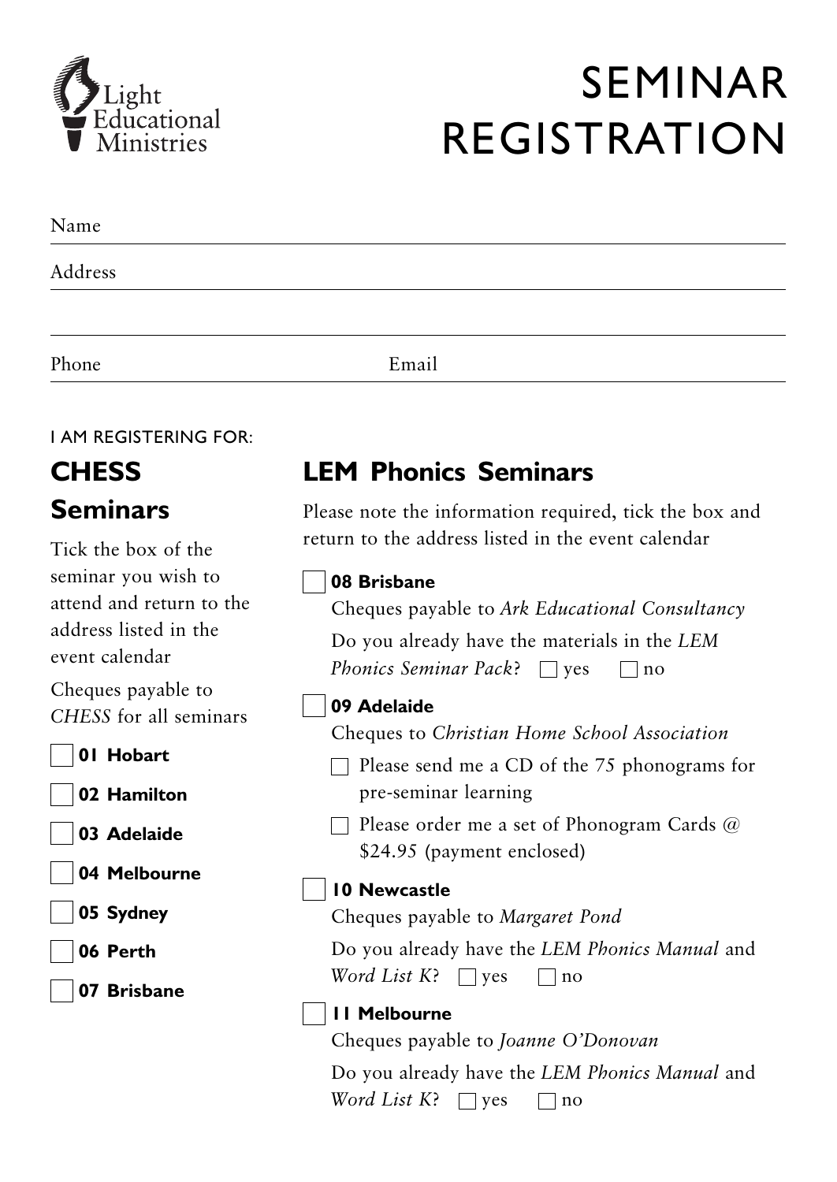Light Educational Ministries

# SEMINAR REGISTRATION

Name

Address

Phone Email

I AM REGISTERING FOR:

## CHESS Seminars

Tick the box of the seminar you wish to attend and return to the address listed in the event calendar

Cheques payable to *CHESS* for all seminars

- ☐ **01 Hobart**
- ☐ **02 Hamilton**
- ☐ **03 Adelaide**
- ☐ **04 Melbourne**
- ☐ **05 Sydney**
- ☐ **06 Perth**
- ☐ **07 Brisbane**

## LEM Phonics Seminars

Please note the information required, tick the box and return to the address listed in the event calendar

☐ **08 Brisbane**

Cheques payable to *Ark Educational Consultancy*

Do you already have the materials in the *LEM Phonics Seminar Pack*? ☐ yes ☐ no

☐ **09 Adelaide**

Cheques to *Christian Home School Association*

☐ Please send me a CD of the 75 phonograms for pre-seminar learning

☐ Please order me a set of Phonogram Cards @ $24.95 (payment enclosed)

☐ **10 Newcastle**

Cheques payable to *Margaret Pond*

Do you already have the *LEM Phonics Manual* and *Word List K*? ☐ yes ☐ no

☐ **11 Melbourne**

Cheques payable to *Joanne O'Donovan*

Do you already have the *LEM Phonics Manual* and *Word List K*? ☐ yes ☐ no